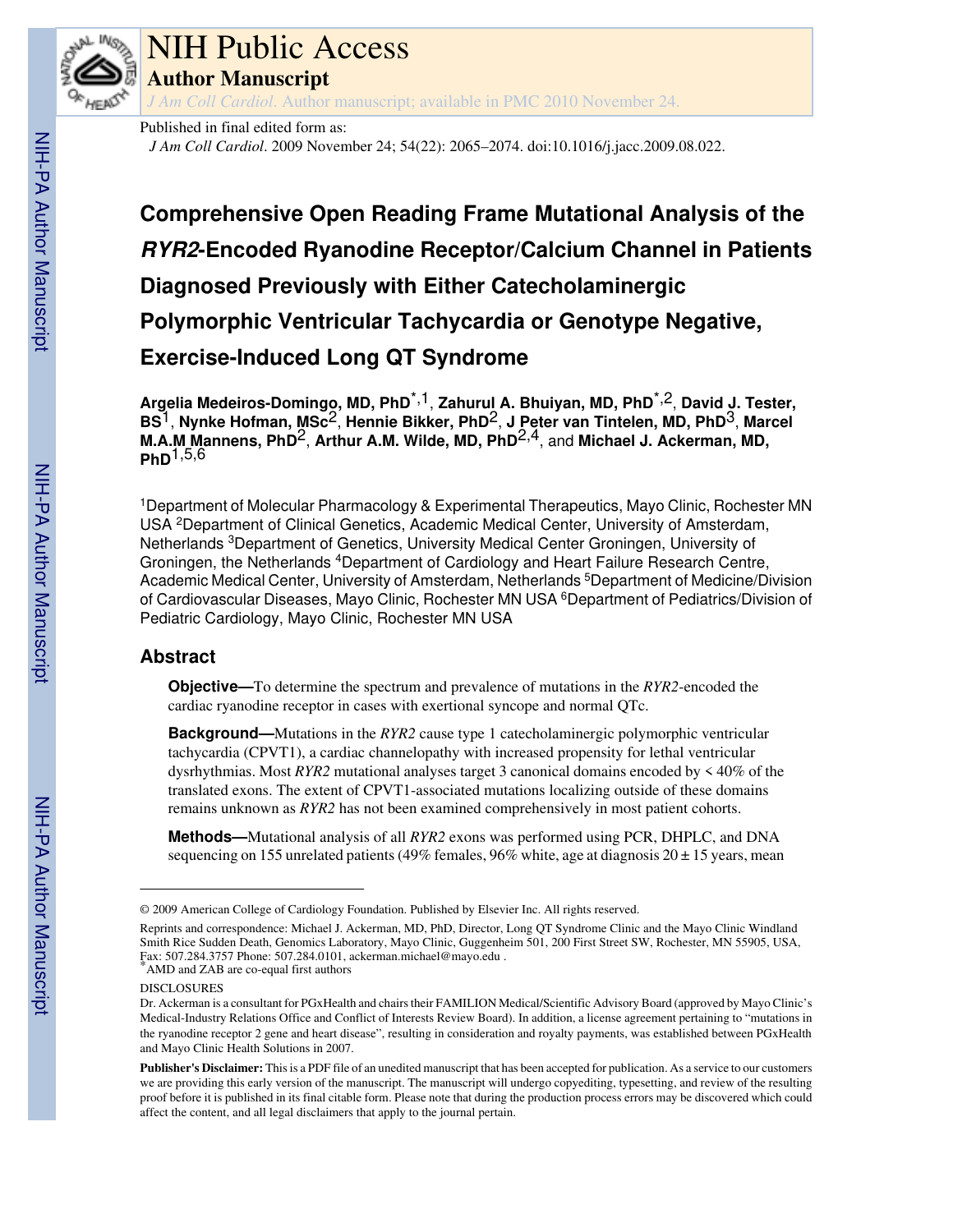# NIH Public Access

**Author Manuscript**

*J Am Coll Cardiol*. Author manuscript; available in PMC 2010 November 24.

Published in final edited form as:

*J Am Coll Cardiol*. 2009 November 24; 54(22): 2065–2074. doi:10.1016/j.jacc.2009.08.022.

# Comprehensive Open Reading Frame Mutational Analysis of the *RYR2*-Encoded Ryanodine Receptor/Calcium Channel in Patients Diagnosed Previously with Either Catecholaminergic Polymorphic Ventricular Tachycardia or Genotype Negative, Exercise-Induced Long QT Syndrome

**Argelia Medeiros-Domingo, MD, PhD**[*,1], **Zahurul A. Bhuiyan, MD, PhD**[*,2], **David J. Tester, BS**[1], **Nynke Hofman, MSc**[2], **Hennie Bikker, PhD**[2], **J Peter van Tintelen, MD, PhD**[3], **Marcel M.A.M Mannens, PhD**[2], **Arthur A.M. Wilde, MD, PhD**[2,4], and **Michael J. Ackerman, MD, PhD**[1,5,6]

[1]Department of Molecular Pharmacology & Experimental Therapeutics, Mayo Clinic, Rochester MN USA [2]Department of Clinical Genetics, Academic Medical Center, University of Amsterdam, Netherlands [3]Department of Genetics, University Medical Center Groningen, University of Groningen, the Netherlands [4]Department of Cardiology and Heart Failure Research Centre, Academic Medical Center, University of Amsterdam, Netherlands [5]Department of Medicine/Division of Cardiovascular Diseases, Mayo Clinic, Rochester MN USA [6]Department of Pediatrics/Division of Pediatric Cardiology, Mayo Clinic, Rochester MN USA

## Abstract

**Objective—**To determine the spectrum and prevalence of mutations in the *RYR2*-encoded the cardiac ryanodine receptor in cases with exertional syncope and normal QTc.

**Background—**Mutations in the *RYR2* cause type 1 catecholaminergic polymorphic ventricular tachycardia (CPVT1), a cardiac channelopathy with increased propensity for lethal ventricular dysrhythmias. Most *RYR2* mutational analyses target 3 canonical domains encoded by < 40% of the translated exons. The extent of CPVT1-associated mutations localizing outside of these domains remains unknown as *RYR2* has not been examined comprehensively in most patient cohorts.

**Methods—**Mutational analysis of all *RYR2* exons was performed using PCR, DHPLC, and DNA sequencing on 155 unrelated patients (49% females, 96% white, age at diagnosis 20 ± 15 years, mean

---

© 2009 American College of Cardiology Foundation. Published by Elsevier Inc. All rights reserved.

Reprints and correspondence: Michael J. Ackerman, MD, PhD, Director, Long QT Syndrome Clinic and the Mayo Clinic Windland Smith Rice Sudden Death, Genomics Laboratory, Mayo Clinic, Guggenheim 501, 200 First Street SW, Rochester, MN 55905, USA, Fax: 507.284.3757 Phone: 507.284.0101, ackerman.michael@mayo.edu .

*AMD and ZAB are co-equal first authors

DISCLOSURES

Dr. Ackerman is a consultant for PGxHealth and chairs their FAMILION Medical/Scientific Advisory Board (approved by Mayo Clinic's Medical-Industry Relations Office and Conflict of Interests Review Board). In addition, a license agreement pertaining to "mutations in the ryanodine receptor 2 gene and heart disease", resulting in consideration and royalty payments, was established between PGxHealth and Mayo Clinic Health Solutions in 2007.

**Publisher's Disclaimer:** This is a PDF file of an unedited manuscript that has been accepted for publication. As a service to our customers we are providing this early version of the manuscript. The manuscript will undergo copyediting, typesetting, and review of the resulting proof before it is published in its final citable form. Please note that during the production process errors may be discovered which could affect the content, and all legal disclaimers that apply to the journal pertain.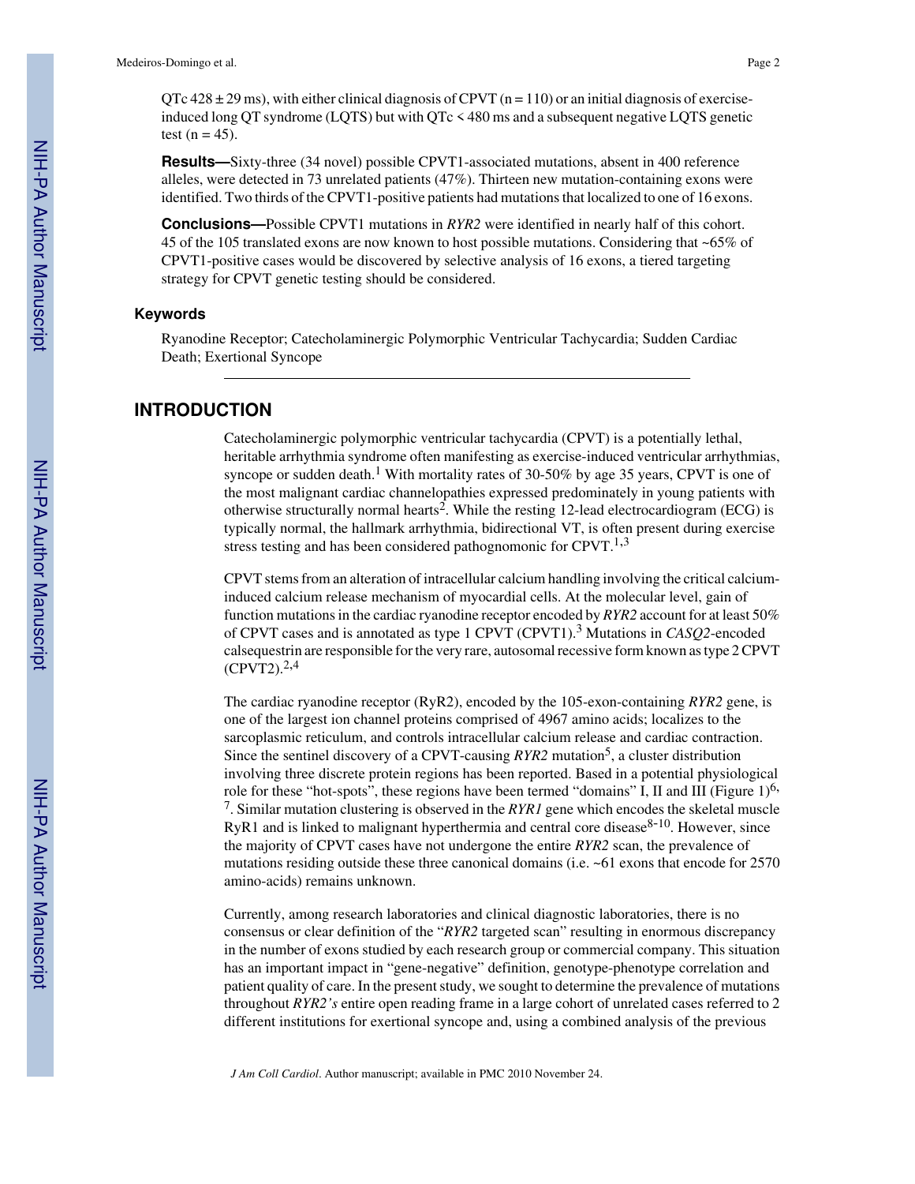QTc 428 ± 29 ms), with either clinical diagnosis of CPVT (n = 110) or an initial diagnosis of exercise-induced long QT syndrome (LQTS) but with QTc < 480 ms and a subsequent negative LQTS genetic test (n = 45).

**Results—**Sixty-three (34 novel) possible CPVT1-associated mutations, absent in 400 reference alleles, were detected in 73 unrelated patients (47%). Thirteen new mutation-containing exons were identified. Two thirds of the CPVT1-positive patients had mutations that localized to one of 16 exons.

**Conclusions—**Possible CPVT1 mutations in *RYR2* were identified in nearly half of this cohort. 45 of the 105 translated exons are now known to host possible mutations. Considering that ~65% of CPVT1-positive cases would be discovered by selective analysis of 16 exons, a tiered targeting strategy for CPVT genetic testing should be considered.

### Keywords

Ryanodine Receptor; Catecholaminergic Polymorphic Ventricular Tachycardia; Sudden Cardiac Death; Exertional Syncope

## INTRODUCTION

Catecholaminergic polymorphic ventricular tachycardia (CPVT) is a potentially lethal, heritable arrhythmia syndrome often manifesting as exercise-induced ventricular arrhythmias, syncope or sudden death.[1] With mortality rates of 30-50% by age 35 years, CPVT is one of the most malignant cardiac channelopathies expressed predominately in young patients with otherwise structurally normal hearts[2]. While the resting 12-lead electrocardiogram (ECG) is typically normal, the hallmark arrhythmia, bidirectional VT, is often present during exercise stress testing and has been considered pathognomonic for CPVT.[1,3]

CPVT stems from an alteration of intracellular calcium handling involving the critical calcium-induced calcium release mechanism of myocardial cells. At the molecular level, gain of function mutations in the cardiac ryanodine receptor encoded by *RYR2* account for at least 50% of CPVT cases and is annotated as type 1 CPVT (CPVT1).[3] Mutations in *CASQ2*-encoded calsequestrin are responsible for the very rare, autosomal recessive form known as type 2 CPVT (CPVT2).[2,4]

The cardiac ryanodine receptor (RyR2), encoded by the 105-exon-containing *RYR2* gene, is one of the largest ion channel proteins comprised of 4967 amino acids; localizes to the sarcoplasmic reticulum, and controls intracellular calcium release and cardiac contraction. Since the sentinel discovery of a CPVT-causing *RYR2* mutation[5], a cluster distribution involving three discrete protein regions has been reported. Based in a potential physiological role for these "hot-spots", these regions have been termed "domains" I, II and III (Figure 1)[6,7]. Similar mutation clustering is observed in the *RYR1* gene which encodes the skeletal muscle RyR1 and is linked to malignant hyperthermia and central core disease[8-10]. However, since the majority of CPVT cases have not undergone the entire *RYR2* scan, the prevalence of mutations residing outside these three canonical domains (i.e. ~61 exons that encode for 2570 amino-acids) remains unknown.

Currently, among research laboratories and clinical diagnostic laboratories, there is no consensus or clear definition of the "*RYR2* targeted scan" resulting in enormous discrepancy in the number of exons studied by each research group or commercial company. This situation has an important impact in "gene-negative" definition, genotype-phenotype correlation and patient quality of care. In the present study, we sought to determine the prevalence of mutations throughout *RYR2's* entire open reading frame in a large cohort of unrelated cases referred to 2 different institutions for exertional syncope and, using a combined analysis of the previous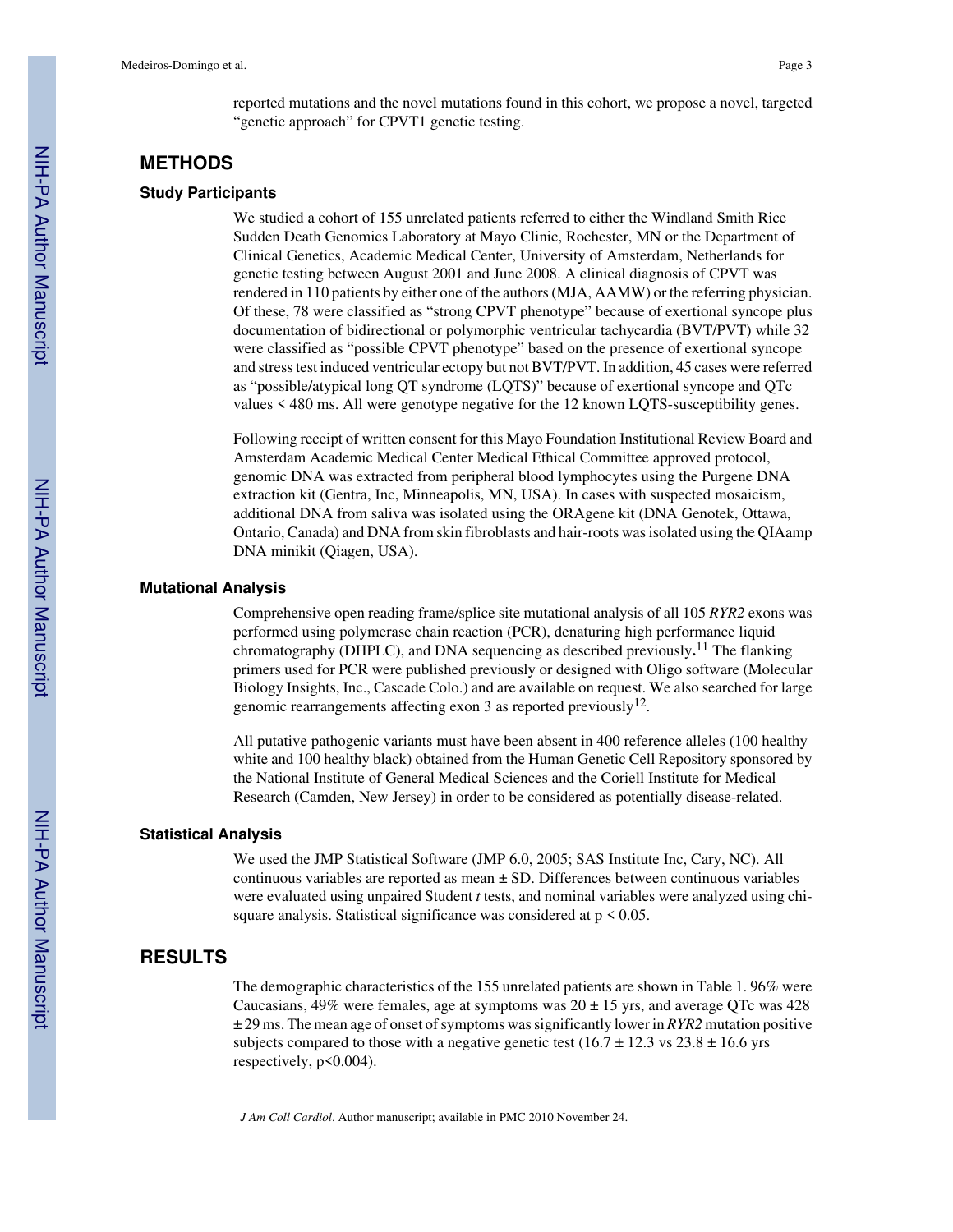reported mutations and the novel mutations found in this cohort, we propose a novel, targeted "genetic approach" for CPVT1 genetic testing.

## METHODS

### Study Participants

We studied a cohort of 155 unrelated patients referred to either the Windland Smith Rice Sudden Death Genomics Laboratory at Mayo Clinic, Rochester, MN or the Department of Clinical Genetics, Academic Medical Center, University of Amsterdam, Netherlands for genetic testing between August 2001 and June 2008. A clinical diagnosis of CPVT was rendered in 110 patients by either one of the authors (MJA, AAMW) or the referring physician. Of these, 78 were classified as "strong CPVT phenotype" because of exertional syncope plus documentation of bidirectional or polymorphic ventricular tachycardia (BVT/PVT) while 32 were classified as "possible CPVT phenotype" based on the presence of exertional syncope and stress test induced ventricular ectopy but not BVT/PVT. In addition, 45 cases were referred as "possible/atypical long QT syndrome (LQTS)" because of exertional syncope and QTc values < 480 ms. All were genotype negative for the 12 known LQTS-susceptibility genes.

Following receipt of written consent for this Mayo Foundation Institutional Review Board and Amsterdam Academic Medical Center Medical Ethical Committee approved protocol, genomic DNA was extracted from peripheral blood lymphocytes using the Purgene DNA extraction kit (Gentra, Inc, Minneapolis, MN, USA). In cases with suspected mosaicism, additional DNA from saliva was isolated using the ORAgene kit (DNA Genotek, Ottawa, Ontario, Canada) and DNA from skin fibroblasts and hair-roots was isolated using the QIAamp DNA minikit (Qiagen, USA).

### Mutational Analysis

Comprehensive open reading frame/splice site mutational analysis of all 105 *RYR2* exons was performed using polymerase chain reaction (PCR), denaturing high performance liquid chromatography (DHPLC), and DNA sequencing as described previously.[11] The flanking primers used for PCR were published previously or designed with Oligo software (Molecular Biology Insights, Inc., Cascade Colo.) and are available on request. We also searched for large genomic rearrangements affecting exon 3 as reported previously[12].

All putative pathogenic variants must have been absent in 400 reference alleles (100 healthy white and 100 healthy black) obtained from the Human Genetic Cell Repository sponsored by the National Institute of General Medical Sciences and the Coriell Institute for Medical Research (Camden, New Jersey) in order to be considered as potentially disease-related.

### Statistical Analysis

We used the JMP Statistical Software (JMP 6.0, 2005; SAS Institute Inc, Cary, NC). All continuous variables are reported as mean ± SD. Differences between continuous variables were evaluated using unpaired Student *t* tests, and nominal variables were analyzed using chi-square analysis. Statistical significance was considered at $p < 0.05$.

## RESULTS

The demographic characteristics of the 155 unrelated patients are shown in Table 1. 96% were Caucasians, 49% were females, age at symptoms was 20 ± 15 yrs, and average QTc was 428 ± 29 ms. The mean age of onset of symptoms was significantly lower in *RYR2* mutation positive subjects compared to those with a negative genetic test (16.7 ± 12.3 vs 23.8 ± 16.6 yrs respectively, $p<0.004$).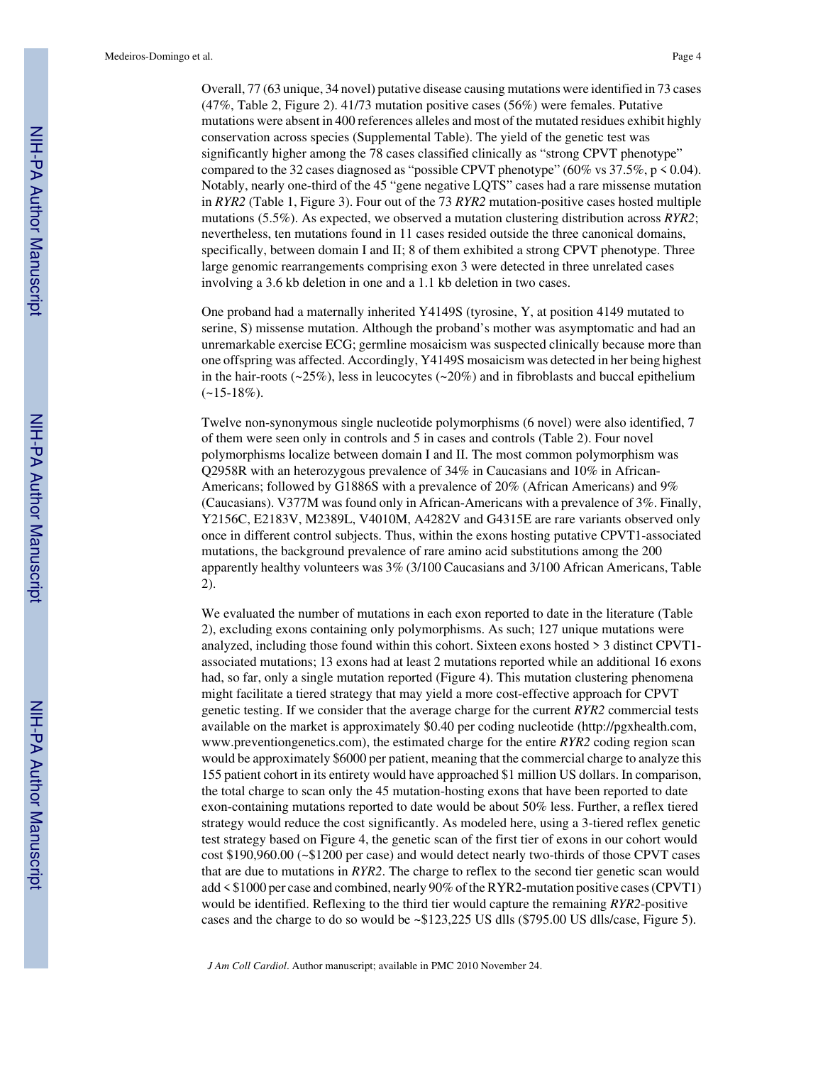Overall, 77 (63 unique, 34 novel) putative disease causing mutations were identified in 73 cases (47%, Table 2, Figure 2). 41/73 mutation positive cases (56%) were females. Putative mutations were absent in 400 references alleles and most of the mutated residues exhibit highly conservation across species (Supplemental Table). The yield of the genetic test was significantly higher among the 78 cases classified clinically as "strong CPVT phenotype" compared to the 32 cases diagnosed as "possible CPVT phenotype" (60% vs 37.5%, $p < 0.04$). Notably, nearly one-third of the 45 "gene negative LQTS" cases had a rare missense mutation in *RYR2* (Table 1, Figure 3). Four out of the 73 *RYR2* mutation-positive cases hosted multiple mutations (5.5%). As expected, we observed a mutation clustering distribution across *RYR2*; nevertheless, ten mutations found in 11 cases resided outside the three canonical domains, specifically, between domain I and II; 8 of them exhibited a strong CPVT phenotype. Three large genomic rearrangements comprising exon 3 were detected in three unrelated cases involving a 3.6 kb deletion in one and a 1.1 kb deletion in two cases.

One proband had a maternally inherited Y4149S (tyrosine, Y, at position 4149 mutated to serine, S) missense mutation. Although the proband's mother was asymptomatic and had an unremarkable exercise ECG; germline mosaicism was suspected clinically because more than one offspring was affected. Accordingly, Y4149S mosaicism was detected in her being highest in the hair-roots (~25%), less in leucocytes (~20%) and in fibroblasts and buccal epithelium (~15-18%).

Twelve non-synonymous single nucleotide polymorphisms (6 novel) were also identified, 7 of them were seen only in controls and 5 in cases and controls (Table 2). Four novel polymorphisms localize between domain I and II. The most common polymorphism was Q2958R with an heterozygous prevalence of 34% in Caucasians and 10% in African-Americans; followed by G1886S with a prevalence of 20% (African Americans) and 9% (Caucasians). V377M was found only in African-Americans with a prevalence of 3%. Finally, Y2156C, E2183V, M2389L, V4010M, A4282V and G4315E are rare variants observed only once in different control subjects. Thus, within the exons hosting putative CPVT1-associated mutations, the background prevalence of rare amino acid substitutions among the 200 apparently healthy volunteers was 3% (3/100 Caucasians and 3/100 African Americans, Table 2).

We evaluated the number of mutations in each exon reported to date in the literature (Table 2), excluding exons containing only polymorphisms. As such; 127 unique mutations were analyzed, including those found within this cohort. Sixteen exons hosted > 3 distinct CPVT1-associated mutations; 13 exons had at least 2 mutations reported while an additional 16 exons had, so far, only a single mutation reported (Figure 4). This mutation clustering phenomena might facilitate a tiered strategy that may yield a more cost-effective approach for CPVT genetic testing. If we consider that the average charge for the current *RYR2* commercial tests available on the market is approximately $0.40 per coding nucleotide (http://pgxhealth.com, www.preventiongenetics.com), the estimated charge for the entire *RYR2* coding region scan would be approximately $6000 per patient, meaning that the commercial charge to analyze this 155 patient cohort in its entirety would have approached $1 million US dollars. In comparison, the total charge to scan only the 45 mutation-hosting exons that have been reported to date exon-containing mutations reported to date would be about 50% less. Further, a reflex tiered strategy would reduce the cost significantly. As modeled here, using a 3-tiered reflex genetic test strategy based on Figure 4, the genetic scan of the first tier of exons in our cohort would cost $190,960.00 (~$1200 per case) and would detect nearly two-thirds of those CPVT cases that are due to mutations in *RYR2*. The charge to reflex to the second tier genetic scan would add < $1000 per case and combined, nearly 90% of the RYR2-mutation positive cases (CPVT1) would be identified. Reflexing to the third tier would capture the remaining *RYR2*-positive cases and the charge to do so would be ~$123,225 US dlls ($795.00 US dlls/case, Figure 5).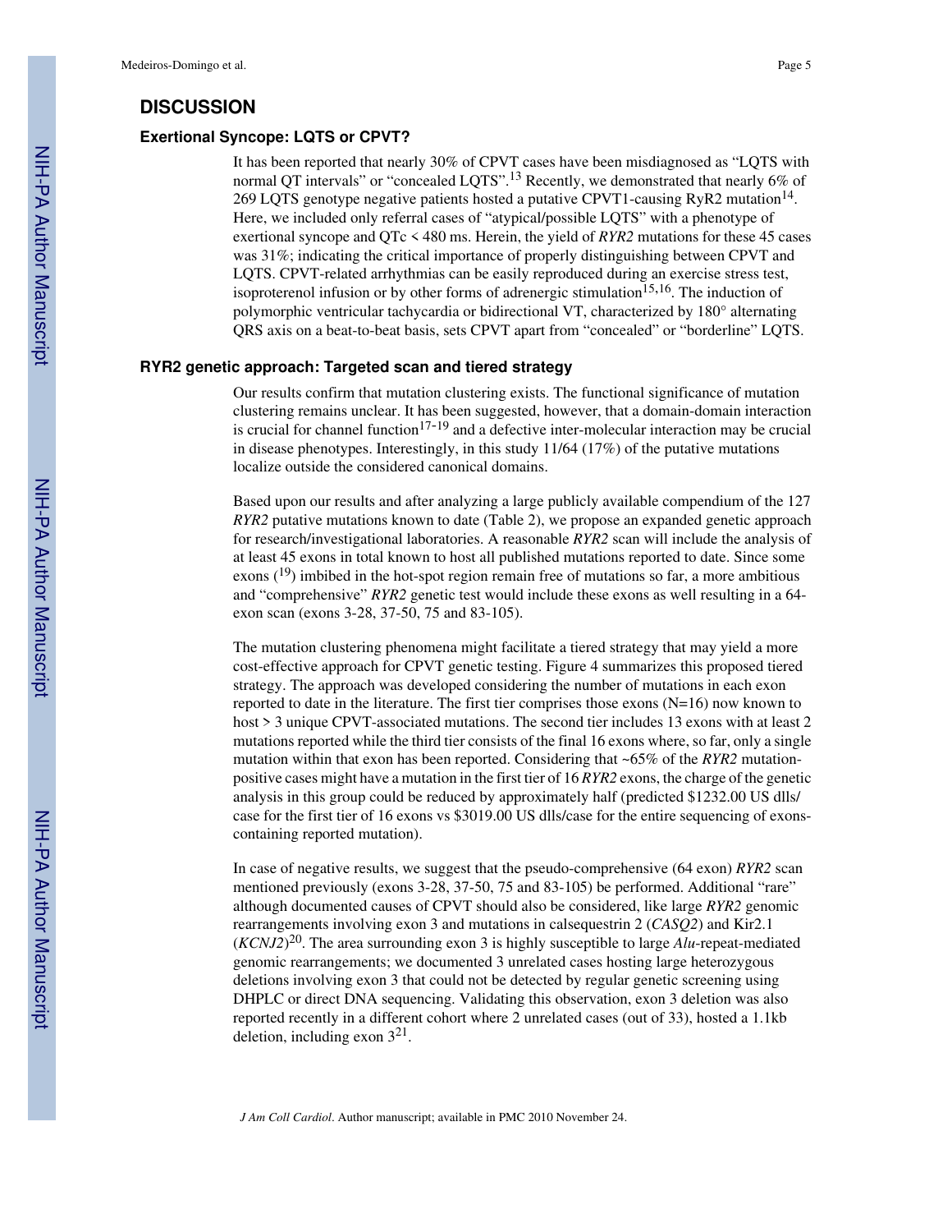## DISCUSSION

### Exertional Syncope: LQTS or CPVT?

It has been reported that nearly 30% of CPVT cases have been misdiagnosed as "LQTS with normal QT intervals" or "concealed LQTS".[13] Recently, we demonstrated that nearly 6% of 269 LQTS genotype negative patients hosted a putative CPVT1-causing RyR2 mutation[14]. Here, we included only referral cases of "atypical/possible LQTS" with a phenotype of exertional syncope and QTc < 480 ms. Herein, the yield of *RYR2* mutations for these 45 cases was 31%; indicating the critical importance of properly distinguishing between CPVT and LQTS. CPVT-related arrhythmias can be easily reproduced during an exercise stress test, isoproterenol infusion or by other forms of adrenergic stimulation[15,16]. The induction of polymorphic ventricular tachycardia or bidirectional VT, characterized by 180° alternating QRS axis on a beat-to-beat basis, sets CPVT apart from "concealed" or "borderline" LQTS.

### RYR2 genetic approach: Targeted scan and tiered strategy

Our results confirm that mutation clustering exists. The functional significance of mutation clustering remains unclear. It has been suggested, however, that a domain-domain interaction is crucial for channel function[17-19] and a defective inter-molecular interaction may be crucial in disease phenotypes. Interestingly, in this study 11/64 (17%) of the putative mutations localize outside the considered canonical domains.

Based upon our results and after analyzing a large publicly available compendium of the 127 *RYR2* putative mutations known to date (Table 2), we propose an expanded genetic approach for research/investigational laboratories. A reasonable *RYR2* scan will include the analysis of at least 45 exons in total known to host all published mutations reported to date. Since some exons ([19]) imbibed in the hot-spot region remain free of mutations so far, a more ambitious and "comprehensive" *RYR2* genetic test would include these exons as well resulting in a 64-exon scan (exons 3-28, 37-50, 75 and 83-105).

The mutation clustering phenomena might facilitate a tiered strategy that may yield a more cost-effective approach for CPVT genetic testing. Figure 4 summarizes this proposed tiered strategy. The approach was developed considering the number of mutations in each exon reported to date in the literature. The first tier comprises those exons (N=16) now known to host > 3 unique CPVT-associated mutations. The second tier includes 13 exons with at least 2 mutations reported while the third tier consists of the final 16 exons where, so far, only a single mutation within that exon has been reported. Considering that ~65% of the *RYR2* mutation-positive cases might have a mutation in the first tier of 16 *RYR2* exons, the charge of the genetic analysis in this group could be reduced by approximately half (predicted $1232.00 US dlls/case for the first tier of 16 exons vs $3019.00 US dlls/case for the entire sequencing of exons-containing reported mutation).

In case of negative results, we suggest that the pseudo-comprehensive (64 exon) *RYR2* scan mentioned previously (exons 3-28, 37-50, 75 and 83-105) be performed. Additional "rare" although documented causes of CPVT should also be considered, like large *RYR2* genomic rearrangements involving exon 3 and mutations in calsequestrin 2 (*CASQ2*) and Kir2.1 (*KCNJ2*)[20]. The area surrounding exon 3 is highly susceptible to large *Alu*-repeat-mediated genomic rearrangements; we documented 3 unrelated cases hosting large heterozygous deletions involving exon 3 that could not be detected by regular genetic screening using DHPLC or direct DNA sequencing. Validating this observation, exon 3 deletion was also reported recently in a different cohort where 2 unrelated cases (out of 33), hosted a 1.1kb deletion, including exon 3[21].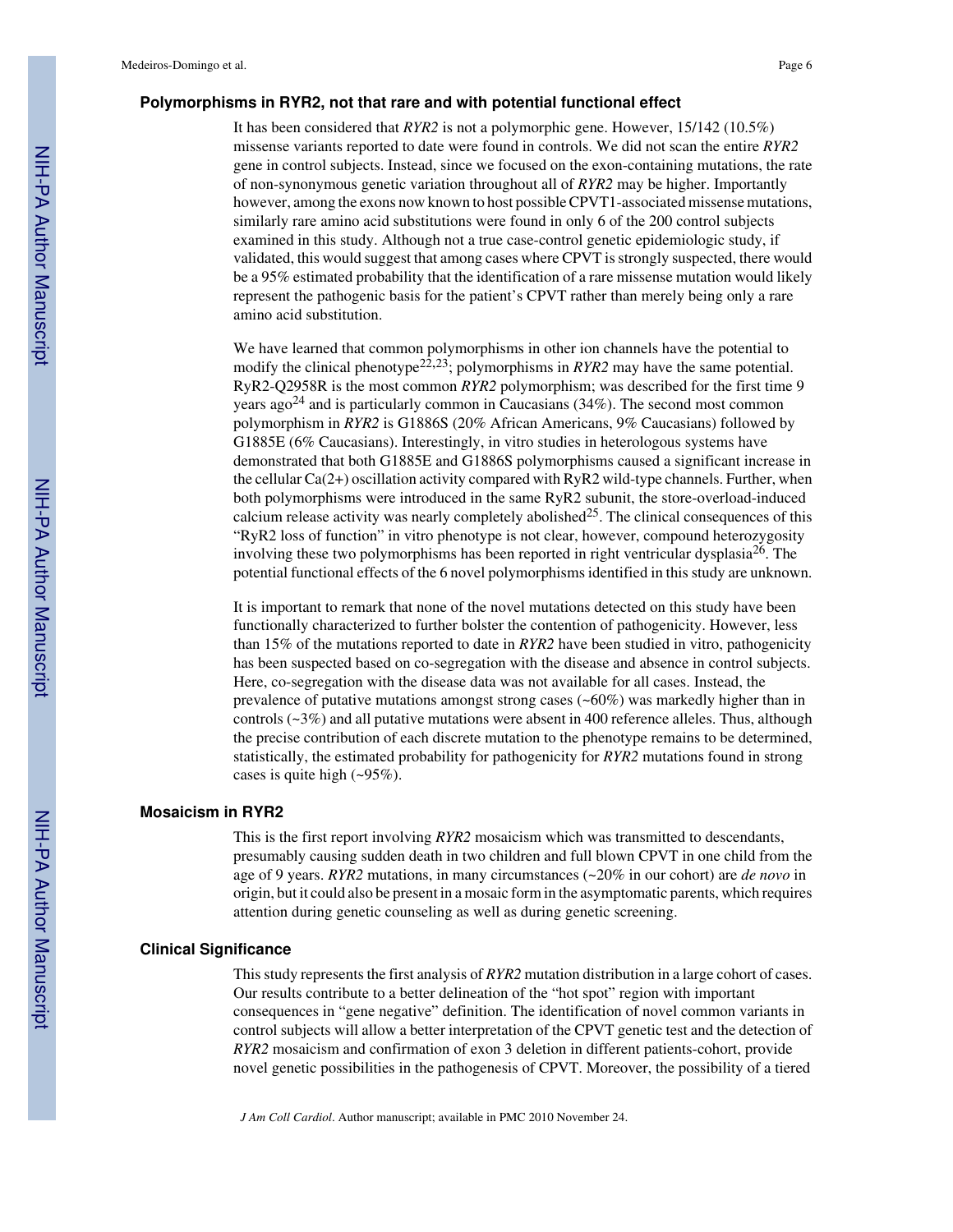### Polymorphisms in RYR2, not that rare and with potential functional effect

It has been considered that *RYR2* is not a polymorphic gene. However, 15/142 (10.5%) missense variants reported to date were found in controls. We did not scan the entire *RYR2* gene in control subjects. Instead, since we focused on the exon-containing mutations, the rate of non-synonymous genetic variation throughout all of *RYR2* may be higher. Importantly however, among the exons now known to host possible CPVT1-associated missense mutations, similarly rare amino acid substitutions were found in only 6 of the 200 control subjects examined in this study. Although not a true case-control genetic epidemiologic study, if validated, this would suggest that among cases where CPVT is strongly suspected, there would be a 95% estimated probability that the identification of a rare missense mutation would likely represent the pathogenic basis for the patient's CPVT rather than merely being only a rare amino acid substitution.

We have learned that common polymorphisms in other ion channels have the potential to modify the clinical phenotype[22,23]; polymorphisms in *RYR2* may have the same potential. RyR2-Q2958R is the most common *RYR2* polymorphism; was described for the first time 9 years ago[24] and is particularly common in Caucasians (34%). The second most common polymorphism in *RYR2* is G1886S (20% African Americans, 9% Caucasians) followed by G1885E (6% Caucasians). Interestingly, in vitro studies in heterologous systems have demonstrated that both G1885E and G1886S polymorphisms caused a significant increase in the cellular Ca(2+) oscillation activity compared with RyR2 wild-type channels. Further, when both polymorphisms were introduced in the same RyR2 subunit, the store-overload-induced calcium release activity was nearly completely abolished[25]. The clinical consequences of this "RyR2 loss of function" in vitro phenotype is not clear, however, compound heterozygosity involving these two polymorphisms has been reported in right ventricular dysplasia[26]. The potential functional effects of the 6 novel polymorphisms identified in this study are unknown.

It is important to remark that none of the novel mutations detected on this study have been functionally characterized to further bolster the contention of pathogenicity. However, less than 15% of the mutations reported to date in *RYR2* have been studied in vitro, pathogenicity has been suspected based on co-segregation with the disease and absence in control subjects. Here, co-segregation with the disease data was not available for all cases. Instead, the prevalence of putative mutations amongst strong cases (~60%) was markedly higher than in controls (~3%) and all putative mutations were absent in 400 reference alleles. Thus, although the precise contribution of each discrete mutation to the phenotype remains to be determined, statistically, the estimated probability for pathogenicity for *RYR2* mutations found in strong cases is quite high (~95%).

### Mosaicism in RYR2

This is the first report involving *RYR2* mosaicism which was transmitted to descendants, presumably causing sudden death in two children and full blown CPVT in one child from the age of 9 years. *RYR2* mutations, in many circumstances (~20% in our cohort) are *de novo* in origin, but it could also be present in a mosaic form in the asymptomatic parents, which requires attention during genetic counseling as well as during genetic screening.

### Clinical Significance

This study represents the first analysis of *RYR2* mutation distribution in a large cohort of cases. Our results contribute to a better delineation of the "hot spot" region with important consequences in "gene negative" definition. The identification of novel common variants in control subjects will allow a better interpretation of the CPVT genetic test and the detection of *RYR2* mosaicism and confirmation of exon 3 deletion in different patients-cohort, provide novel genetic possibilities in the pathogenesis of CPVT. Moreover, the possibility of a tiered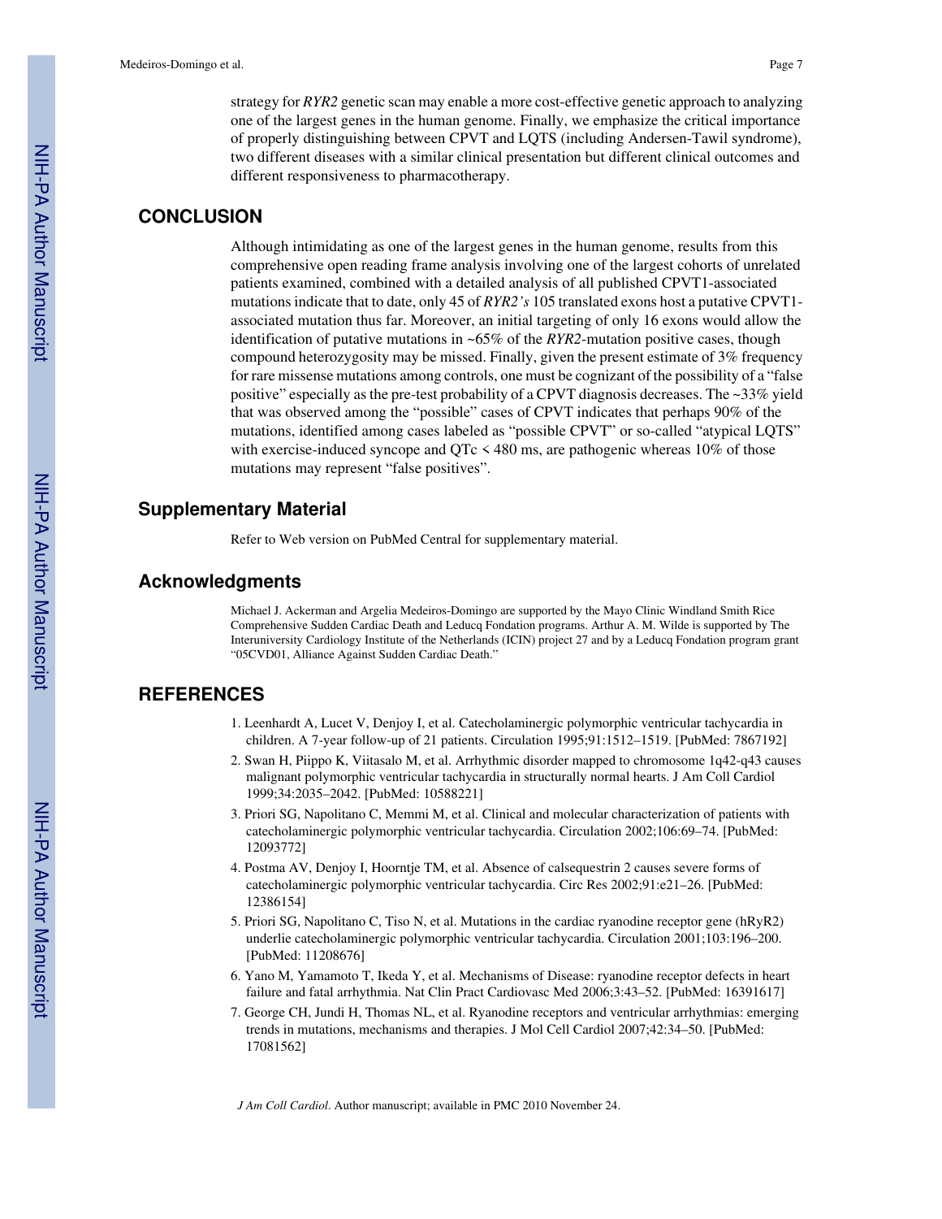strategy for *RYR2* genetic scan may enable a more cost-effective genetic approach to analyzing one of the largest genes in the human genome. Finally, we emphasize the critical importance of properly distinguishing between CPVT and LQTS (including Andersen-Tawil syndrome), two different diseases with a similar clinical presentation but different clinical outcomes and different responsiveness to pharmacotherapy.

## CONCLUSION

Although intimidating as one of the largest genes in the human genome, results from this comprehensive open reading frame analysis involving one of the largest cohorts of unrelated patients examined, combined with a detailed analysis of all published CPVT1-associated mutations indicate that to date, only 45 of *RYR2's* 105 translated exons host a putative CPVT1-associated mutation thus far. Moreover, an initial targeting of only 16 exons would allow the identification of putative mutations in ~65% of the *RYR2*-mutation positive cases, though compound heterozygosity may be missed. Finally, given the present estimate of 3% frequency for rare missense mutations among controls, one must be cognizant of the possibility of a "false positive" especially as the pre-test probability of a CPVT diagnosis decreases. The ~33% yield that was observed among the "possible" cases of CPVT indicates that perhaps 90% of the mutations, identified among cases labeled as "possible CPVT" or so-called "atypical LQTS" with exercise-induced syncope and QTc < 480 ms, are pathogenic whereas 10% of those mutations may represent "false positives".

## Supplementary Material

Refer to Web version on PubMed Central for supplementary material.

## Acknowledgments

Michael J. Ackerman and Argelia Medeiros-Domingo are supported by the Mayo Clinic Windland Smith Rice Comprehensive Sudden Cardiac Death and Leducq Fondation programs. Arthur A. M. Wilde is supported by The Interuniversity Cardiology Institute of the Netherlands (ICIN) project 27 and by a Leducq Fondation program grant "05CVD01, Alliance Against Sudden Cardiac Death."

## REFERENCES

1. Leenhardt A, Lucet V, Denjoy I, et al. Catecholaminergic polymorphic ventricular tachycardia in children. A 7-year follow-up of 21 patients. Circulation 1995;91:1512–1519. [PubMed: 7867192]
2. Swan H, Piippo K, Viitasalo M, et al. Arrhythmic disorder mapped to chromosome 1q42-q43 causes malignant polymorphic ventricular tachycardia in structurally normal hearts. J Am Coll Cardiol 1999;34:2035–2042. [PubMed: 10588221]
3. Priori SG, Napolitano C, Memmi M, et al. Clinical and molecular characterization of patients with catecholaminergic polymorphic ventricular tachycardia. Circulation 2002;106:69–74. [PubMed: 12093772]
4. Postma AV, Denjoy I, Hoorntje TM, et al. Absence of calsequestrin 2 causes severe forms of catecholaminergic polymorphic ventricular tachycardia. Circ Res 2002;91:e21–26. [PubMed: 12386154]
5. Priori SG, Napolitano C, Tiso N, et al. Mutations in the cardiac ryanodine receptor gene (hRyR2) underlie catecholaminergic polymorphic ventricular tachycardia. Circulation 2001;103:196–200. [PubMed: 11208676]
6. Yano M, Yamamoto T, Ikeda Y, et al. Mechanisms of Disease: ryanodine receptor defects in heart failure and fatal arrhythmia. Nat Clin Pract Cardiovasc Med 2006;3:43–52. [PubMed: 16391617]
7. George CH, Jundi H, Thomas NL, et al. Ryanodine receptors and ventricular arrhythmias: emerging trends in mutations, mechanisms and therapies. J Mol Cell Cardiol 2007;42:34–50. [PubMed: 17081562]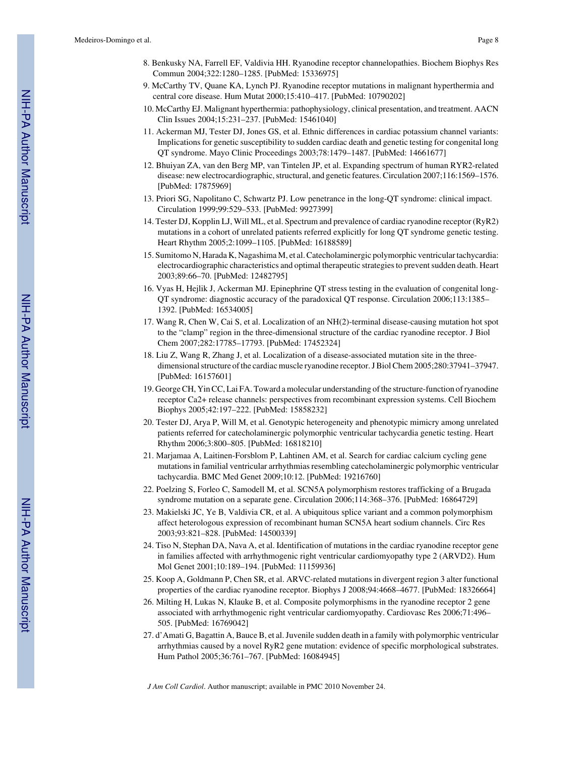8. Benkusky NA, Farrell EF, Valdivia HH. Ryanodine receptor channelopathies. Biochem Biophys Res Commun 2004;322:1280–1285. [PubMed: 15336975]
9. McCarthy TV, Quane KA, Lynch PJ. Ryanodine receptor mutations in malignant hyperthermia and central core disease. Hum Mutat 2000;15:410–417. [PubMed: 10790202]
10. McCarthy EJ. Malignant hyperthermia: pathophysiology, clinical presentation, and treatment. AACN Clin Issues 2004;15:231–237. [PubMed: 15461040]
11. Ackerman MJ, Tester DJ, Jones GS, et al. Ethnic differences in cardiac potassium channel variants: Implications for genetic susceptibility to sudden cardiac death and genetic testing for congenital long QT syndrome. Mayo Clinic Proceedings 2003;78:1479–1487. [PubMed: 14661677]
12. Bhuiyan ZA, van den Berg MP, van Tintelen JP, et al. Expanding spectrum of human RYR2-related disease: new electrocardiographic, structural, and genetic features. Circulation 2007;116:1569–1576. [PubMed: 17875969]
13. Priori SG, Napolitano C, Schwartz PJ. Low penetrance in the long-QT syndrome: clinical impact. Circulation 1999;99:529–533. [PubMed: 9927399]
14. Tester DJ, Kopplin LJ, Will ML, et al. Spectrum and prevalence of cardiac ryanodine receptor (RyR2) mutations in a cohort of unrelated patients referred explicitly for long QT syndrome genetic testing. Heart Rhythm 2005;2:1099–1105. [PubMed: 16188589]
15. Sumitomo N, Harada K, Nagashima M, et al. Catecholaminergic polymorphic ventricular tachycardia: electrocardiographic characteristics and optimal therapeutic strategies to prevent sudden death. Heart 2003;89:66–70. [PubMed: 12482795]
16. Vyas H, Hejlik J, Ackerman MJ. Epinephrine QT stress testing in the evaluation of congenital long-QT syndrome: diagnostic accuracy of the paradoxical QT response. Circulation 2006;113:1385–1392. [PubMed: 16534005]
17. Wang R, Chen W, Cai S, et al. Localization of an NH(2)-terminal disease-causing mutation hot spot to the "clamp" region in the three-dimensional structure of the cardiac ryanodine receptor. J Biol Chem 2007;282:17785–17793. [PubMed: 17452324]
18. Liu Z, Wang R, Zhang J, et al. Localization of a disease-associated mutation site in the three-dimensional structure of the cardiac muscle ryanodine receptor. J Biol Chem 2005;280:37941–37947. [PubMed: 16157601]
19. George CH, Yin CC, Lai FA. Toward a molecular understanding of the structure-function of ryanodine receptor Ca2+ release channels: perspectives from recombinant expression systems. Cell Biochem Biophys 2005;42:197–222. [PubMed: 15858232]
20. Tester DJ, Arya P, Will M, et al. Genotypic heterogeneity and phenotypic mimicry among unrelated patients referred for catecholaminergic polymorphic ventricular tachycardia genetic testing. Heart Rhythm 2006;3:800–805. [PubMed: 16818210]
21. Marjamaa A, Laitinen-Forsblom P, Lahtinen AM, et al. Search for cardiac calcium cycling gene mutations in familial ventricular arrhythmias resembling catecholaminergic polymorphic ventricular tachycardia. BMC Med Genet 2009;10:12. [PubMed: 19216760]
22. Poelzing S, Forleo C, Samodell M, et al. SCN5A polymorphism restores trafficking of a Brugada syndrome mutation on a separate gene. Circulation 2006;114:368–376. [PubMed: 16864729]
23. Makielski JC, Ye B, Valdivia CR, et al. A ubiquitous splice variant and a common polymorphism affect heterologous expression of recombinant human SCN5A heart sodium channels. Circ Res 2003;93:821–828. [PubMed: 14500339]
24. Tiso N, Stephan DA, Nava A, et al. Identification of mutations in the cardiac ryanodine receptor gene in families affected with arrhythmogenic right ventricular cardiomyopathy type 2 (ARVD2). Hum Mol Genet 2001;10:189–194. [PubMed: 11159936]
25. Koop A, Goldmann P, Chen SR, et al. ARVC-related mutations in divergent region 3 alter functional properties of the cardiac ryanodine receptor. Biophys J 2008;94:4668–4677. [PubMed: 18326664]
26. Milting H, Lukas N, Klauke B, et al. Composite polymorphisms in the ryanodine receptor 2 gene associated with arrhythmogenic right ventricular cardiomyopathy. Cardiovasc Res 2006;71:496–505. [PubMed: 16769042]
27. d'Amati G, Bagattin A, Bauce B, et al. Juvenile sudden death in a family with polymorphic ventricular arrhythmias caused by a novel RyR2 gene mutation: evidence of specific morphological substrates. Hum Pathol 2005;36:761–767. [PubMed: 16084945]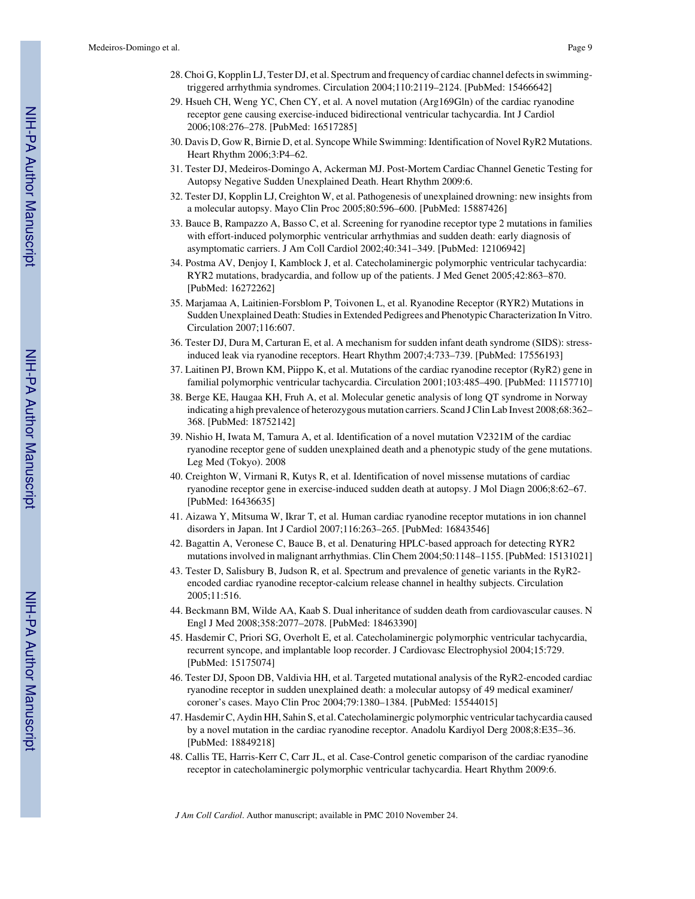28. Choi G, Kopplin LJ, Tester DJ, et al. Spectrum and frequency of cardiac channel defects in swimming-triggered arrhythmia syndromes. Circulation 2004;110:2119–2124. [PubMed: 15466642]
29. Hsueh CH, Weng YC, Chen CY, et al. A novel mutation (Arg169Gln) of the cardiac ryanodine receptor gene causing exercise-induced bidirectional ventricular tachycardia. Int J Cardiol 2006;108:276–278. [PubMed: 16517285]
30. Davis D, Gow R, Birnie D, et al. Syncope While Swimming: Identification of Novel RyR2 Mutations. Heart Rhythm 2006;3:P4–62.
31. Tester DJ, Medeiros-Domingo A, Ackerman MJ. Post-Mortem Cardiac Channel Genetic Testing for Autopsy Negative Sudden Unexplained Death. Heart Rhythm 2009:6.
32. Tester DJ, Kopplin LJ, Creighton W, et al. Pathogenesis of unexplained drowning: new insights from a molecular autopsy. Mayo Clin Proc 2005;80:596–600. [PubMed: 15887426]
33. Bauce B, Rampazzo A, Basso C, et al. Screening for ryanodine receptor type 2 mutations in families with effort-induced polymorphic ventricular arrhythmias and sudden death: early diagnosis of asymptomatic carriers. J Am Coll Cardiol 2002;40:341–349. [PubMed: 12106942]
34. Postma AV, Denjoy I, Kamblock J, et al. Catecholaminergic polymorphic ventricular tachycardia: RYR2 mutations, bradycardia, and follow up of the patients. J Med Genet 2005;42:863–870. [PubMed: 16272262]
35. Marjamaa A, Laitinien-Forsblom P, Toivonen L, et al. Ryanodine Receptor (RYR2) Mutations in Sudden Unexplained Death: Studies in Extended Pedigrees and Phenotypic Characterization In Vitro. Circulation 2007;116:607.
36. Tester DJ, Dura M, Carturan E, et al. A mechanism for sudden infant death syndrome (SIDS): stress-induced leak via ryanodine receptors. Heart Rhythm 2007;4:733–739. [PubMed: 17556193]
37. Laitinen PJ, Brown KM, Piippo K, et al. Mutations of the cardiac ryanodine receptor (RyR2) gene in familial polymorphic ventricular tachycardia. Circulation 2001;103:485–490. [PubMed: 11157710]
38. Berge KE, Haugaa KH, Fruh A, et al. Molecular genetic analysis of long QT syndrome in Norway indicating a high prevalence of heterozygous mutation carriers. Scand J Clin Lab Invest 2008;68:362–368. [PubMed: 18752142]
39. Nishio H, Iwata M, Tamura A, et al. Identification of a novel mutation V2321M of the cardiac ryanodine receptor gene of sudden unexplained death and a phenotypic study of the gene mutations. Leg Med (Tokyo). 2008
40. Creighton W, Virmani R, Kutys R, et al. Identification of novel missense mutations of cardiac ryanodine receptor gene in exercise-induced sudden death at autopsy. J Mol Diagn 2006;8:62–67. [PubMed: 16436635]
41. Aizawa Y, Mitsuma W, Ikrar T, et al. Human cardiac ryanodine receptor mutations in ion channel disorders in Japan. Int J Cardiol 2007;116:263–265. [PubMed: 16843546]
42. Bagattin A, Veronese C, Bauce B, et al. Denaturing HPLC-based approach for detecting RYR2 mutations involved in malignant arrhythmias. Clin Chem 2004;50:1148–1155. [PubMed: 15131021]
43. Tester D, Salisbury B, Judson R, et al. Spectrum and prevalence of genetic variants in the RyR2-encoded cardiac ryanodine receptor-calcium release channel in healthy subjects. Circulation 2005;11:516.
44. Beckmann BM, Wilde AA, Kaab S. Dual inheritance of sudden death from cardiovascular causes. N Engl J Med 2008;358:2077–2078. [PubMed: 18463390]
45. Hasdemir C, Priori SG, Overholt E, et al. Catecholaminergic polymorphic ventricular tachycardia, recurrent syncope, and implantable loop recorder. J Cardiovasc Electrophysiol 2004;15:729. [PubMed: 15175074]
46. Tester DJ, Spoon DB, Valdivia HH, et al. Targeted mutational analysis of the RyR2-encoded cardiac ryanodine receptor in sudden unexplained death: a molecular autopsy of 49 medical examiner/coroner's cases. Mayo Clin Proc 2004;79:1380–1384. [PubMed: 15544015]
47. Hasdemir C, Aydin HH, Sahin S, et al. Catecholaminergic polymorphic ventricular tachycardia caused by a novel mutation in the cardiac ryanodine receptor. Anadolu Kardiyol Derg 2008;8:E35–36. [PubMed: 18849218]
48. Callis TE, Harris-Kerr C, Carr JL, et al. Case-Control genetic comparison of the cardiac ryanodine receptor in catecholaminergic polymorphic ventricular tachycardia. Heart Rhythm 2009:6.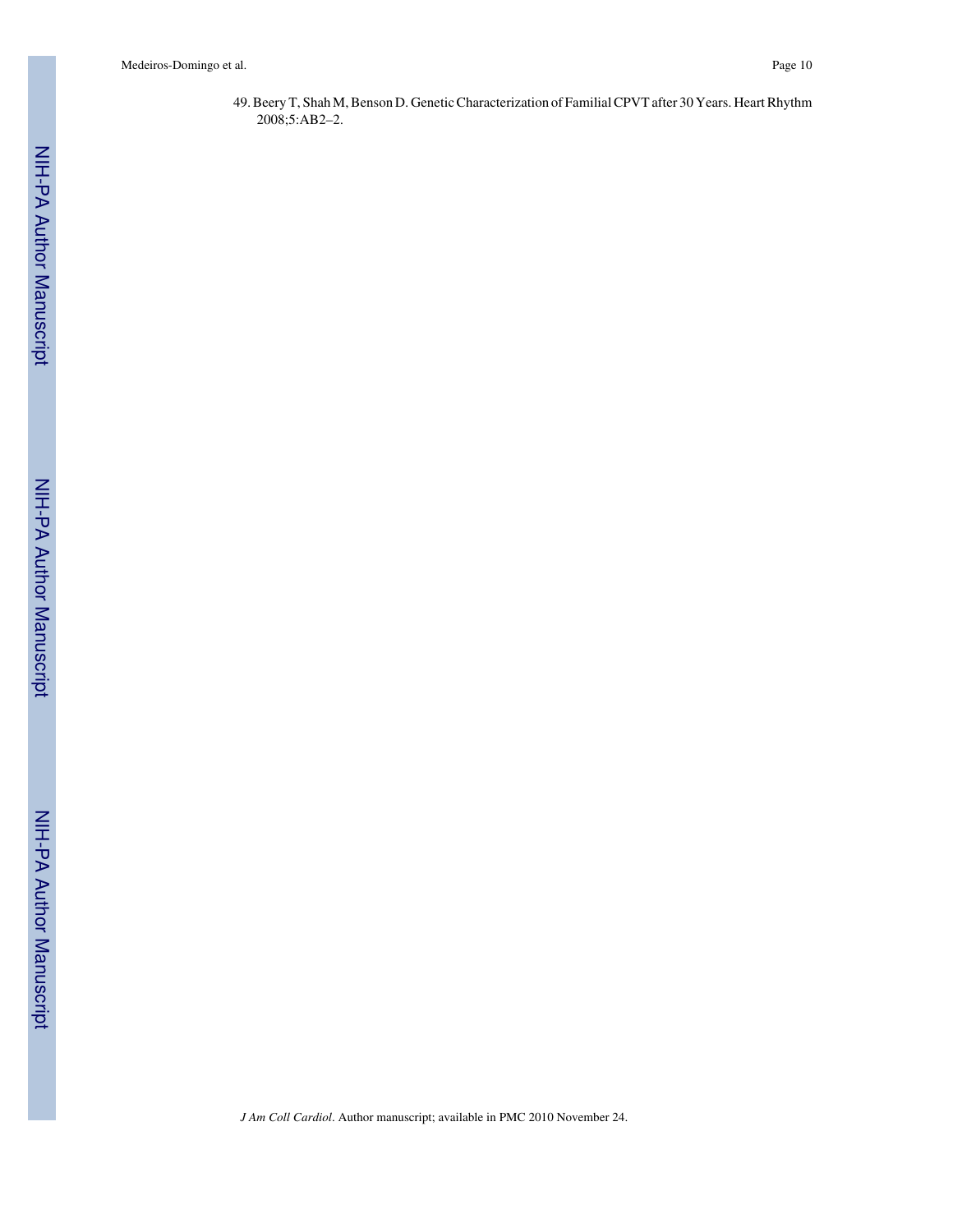49. Beery T, Shah M, Benson D. Genetic Characterization of Familial CPVT after 30 Years. Heart Rhythm 2008;5:AB2–2.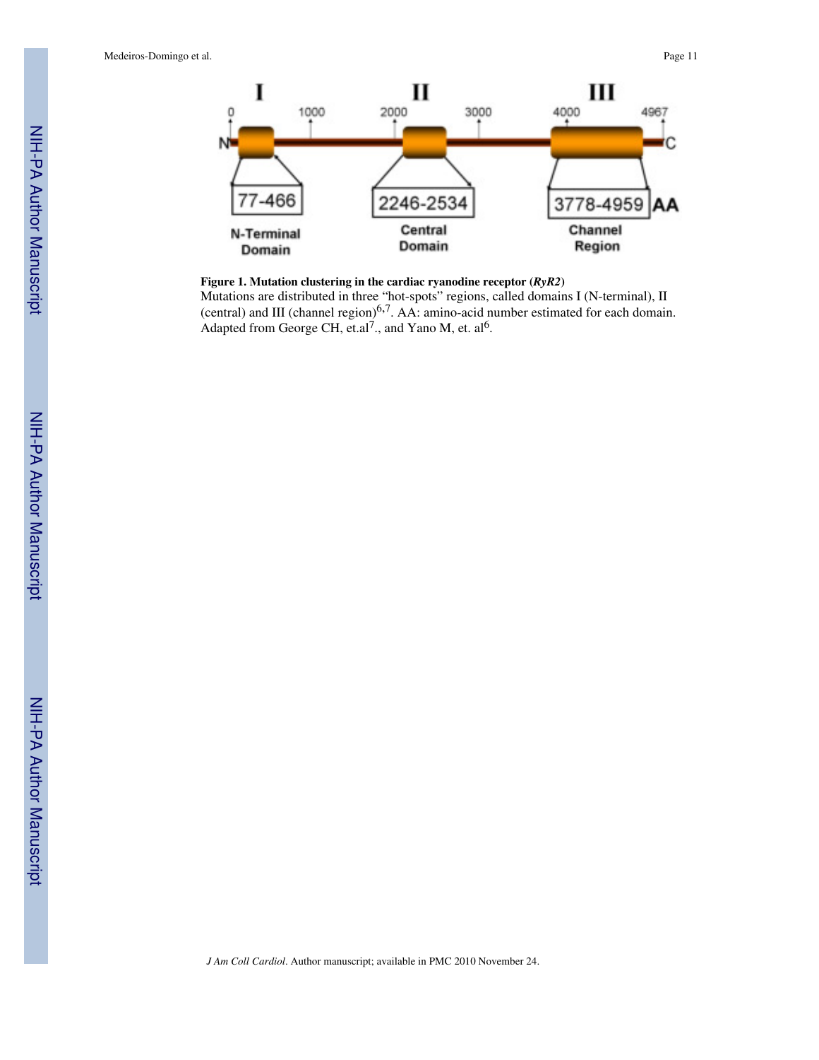I II III

0 1000 2000 3000 4000 4967

N C

77-466 2246-2534 3778-4959 AA

N-Terminal Domain

Central Domain

Channel Region

**Figure 1. Mutation clustering in the cardiac ryanodine receptor (*RyR2*)**

Mutations are distributed in three "hot-spots" regions, called domains I (N-terminal), II (central) and III (channel region)[6,7]. AA: amino-acid number estimated for each domain. Adapted from George CH, et.al[7]., and Yano M, et. al[6].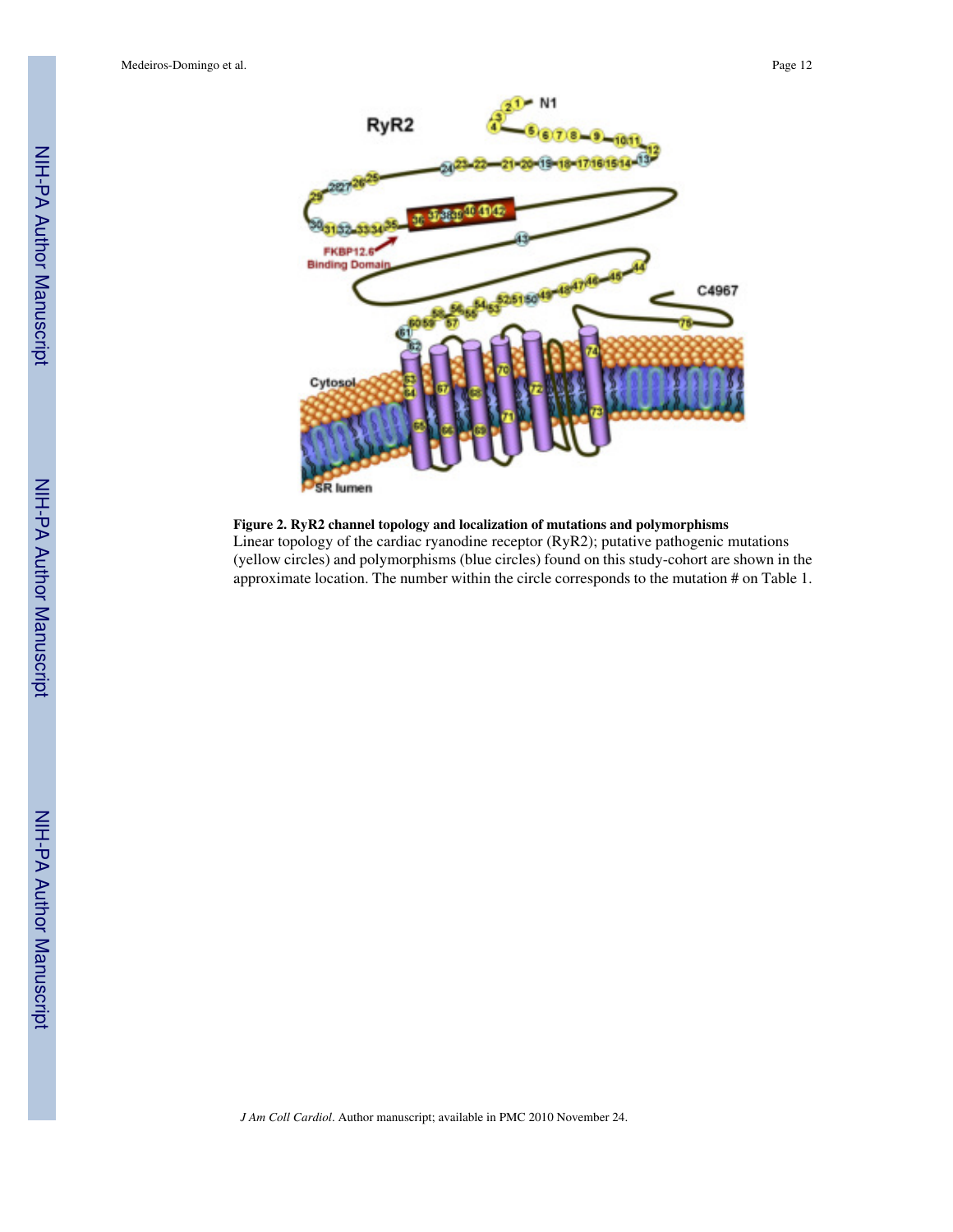**Figure 2. RyR2 channel topology and localization of mutations and polymorphisms**

Linear topology of the cardiac ryanodine receptor (RyR2); putative pathogenic mutations (yellow circles) and polymorphisms (blue circles) found on this study-cohort are shown in the approximate location. The number within the circle corresponds to the mutation # on Table 1.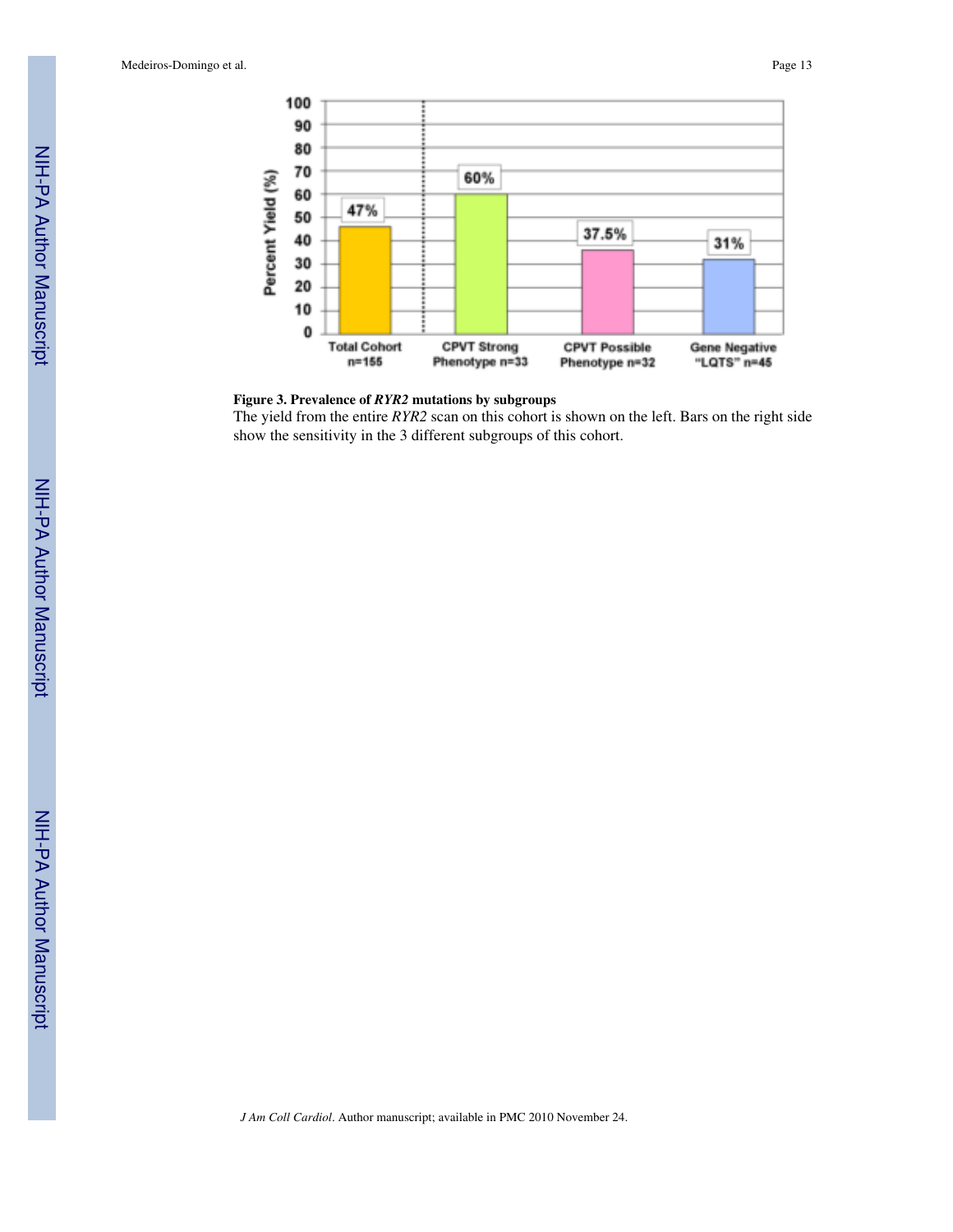**Figure 3. Prevalence of *RYR2* mutations by subgroups**

The yield from the entire *RYR2* scan on this cohort is shown on the left. Bars on the right side show the sensitivity in the 3 different subgroups of this cohort.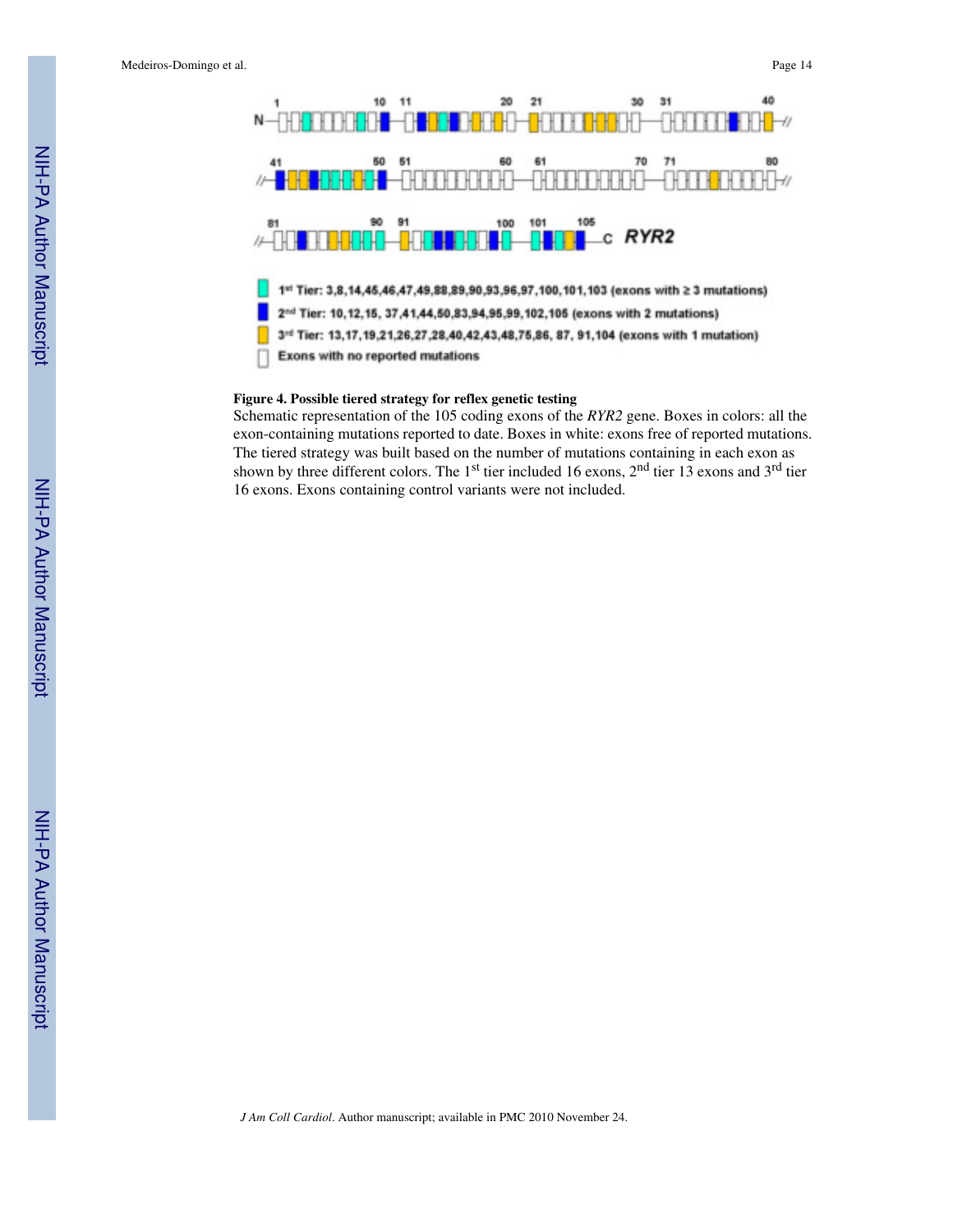1st Tier: 3,8,14,45,46,47,49,88,89,90,93,96,97,100,101,103 (exons with ≥ 3 mutations)

2nd Tier: 10,12,15, 37,41,44,50,83,94,95,99,102,105 (exons with 2 mutations)

3rd Tier: 13,17,19,21,26,27,28,40,42,43,48,75,86, 87, 91,104 (exons with 1 mutation)

Exons with no reported mutations

**Figure 4. Possible tiered strategy for reflex genetic testing**

Schematic representation of the 105 coding exons of the *RYR2* gene. Boxes in colors: all the exon-containing mutations reported to date. Boxes in white: exons free of reported mutations. The tiered strategy was built based on the number of mutations containing in each exon as shown by three different colors. The 1st tier included 16 exons, 2nd tier 13 exons and 3rd tier 16 exons. Exons containing control variants were not included.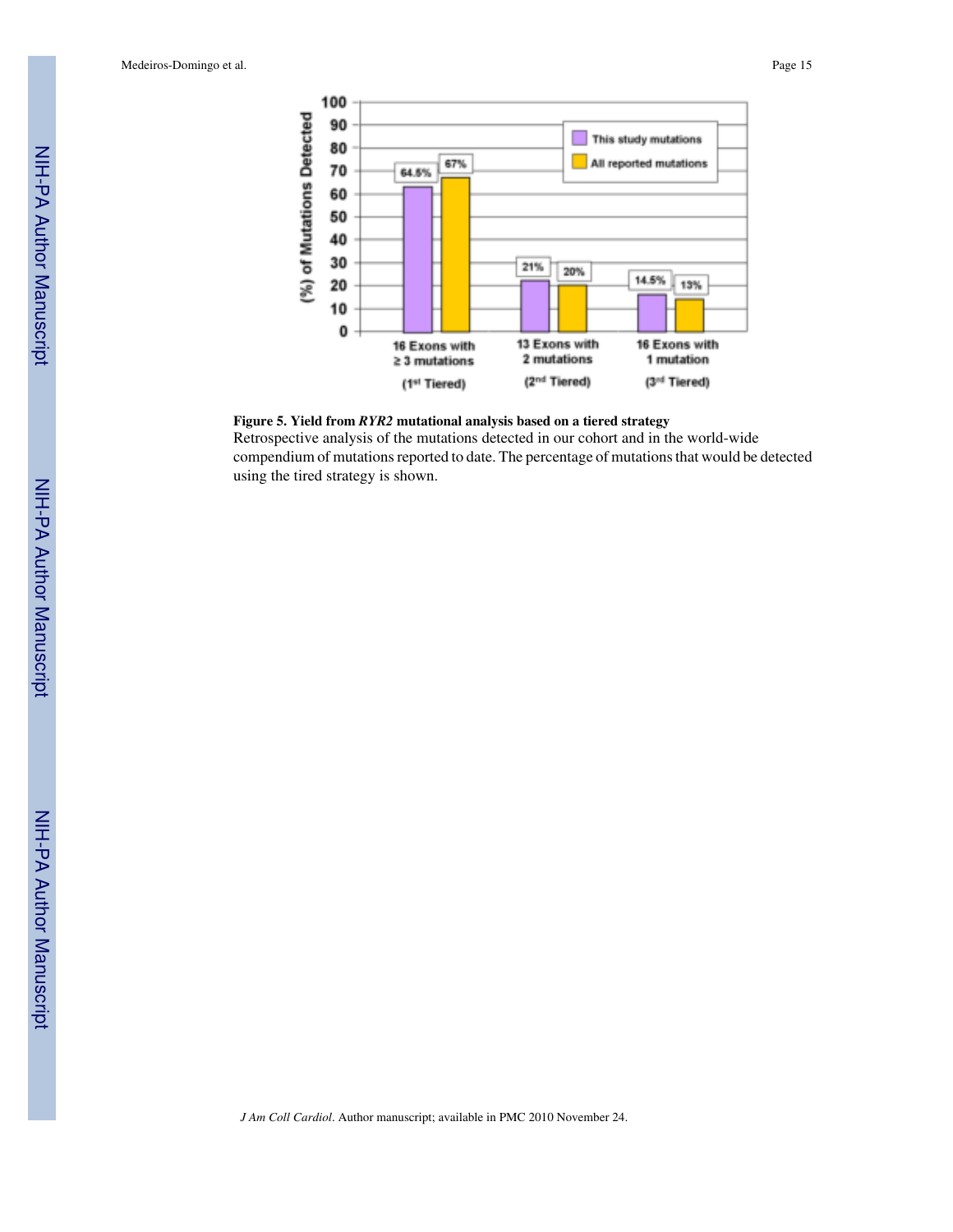**Figure 5. Yield from *RYR2* mutational analysis based on a tiered strategy**

Retrospective analysis of the mutations detected in our cohort and in the world-wide compendium of mutations reported to date. The percentage of mutations that would be detected using the tired strategy is shown.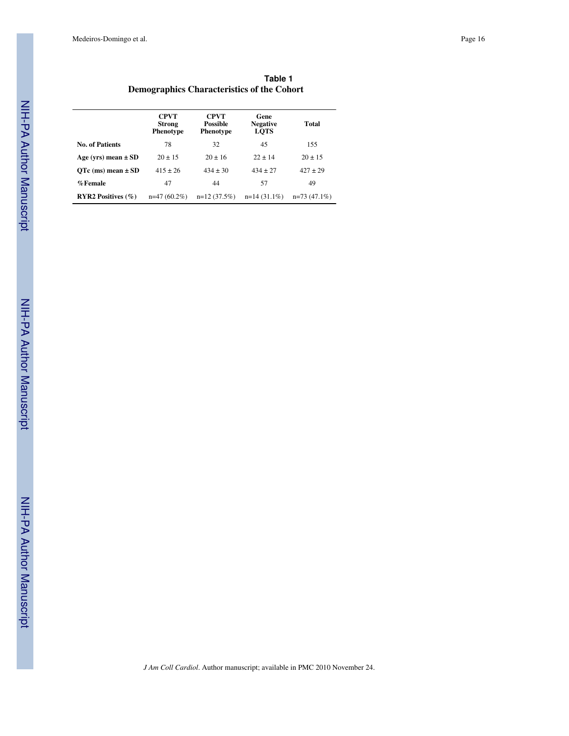## Table 1

**Demographics Characteristics of the Cohort**

| | CPVT Strong Phenotype | CPVT Possible Phenotype | Gene Negative LQTS | Total |
|---|---|---|---|---|
| **No. of Patients** | 78 | 32 | 45 | 155 |
| **Age (yrs) mean ± SD** | 20 ± 15 | 20 ± 16 | 22 ± 14 | 20 ± 15 |
| **QTc (ms) mean ± SD** | 415 ± 26 | 434 ± 30 | 434 ± 27 | 427 ± 29 |
| **%Female** | 47 | 44 | 57 | 49 |
| **RYR2 Positives (%)** | n=47 (60.2%) | n=12 (37.5%) | n=14 (31.1%) | n=73 (47.1%) |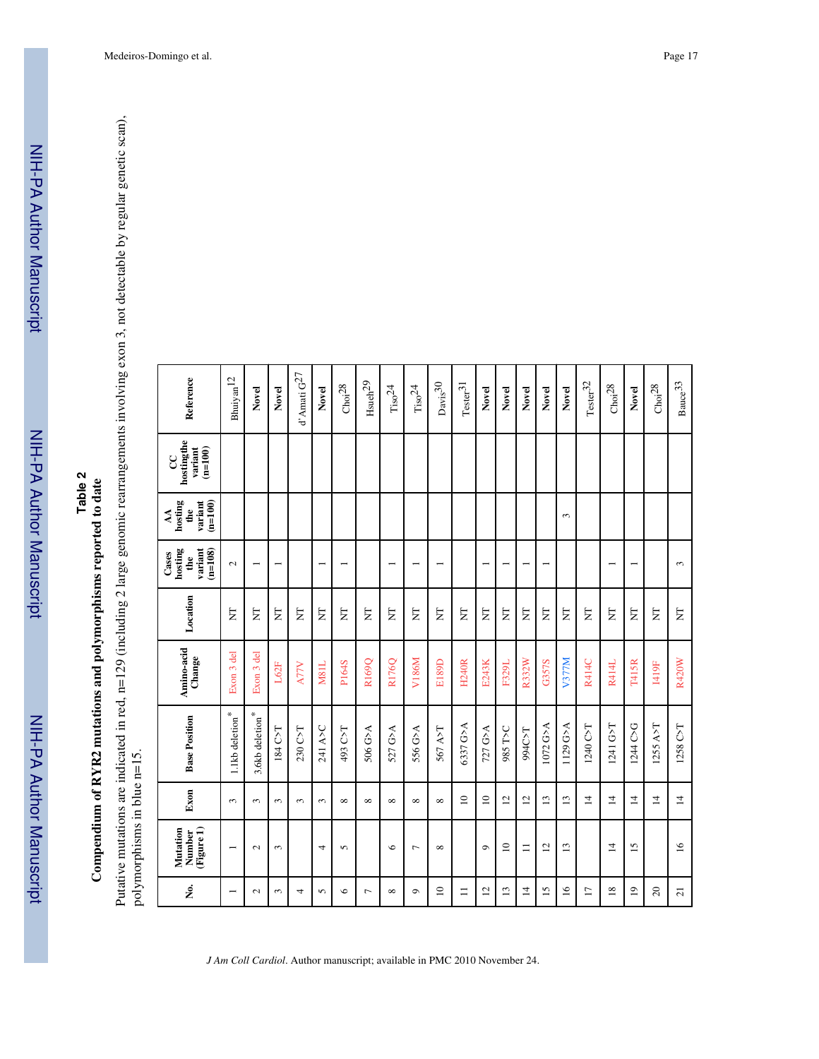# Table 2

## Compendium of RYR2 mutations and polymorphisms reported to date

Putative mutations are indicated in red, n=129 (including 2 large genomic rearrangements involving exon 3, not detectable by regular genetic scan), polymorphisms in blue n=15.

| No. | Mutation Number (Figure 1) | Exon | Base Position | Amino-acid Change | Location | Cases hosting the variant (n=108) | AA hosting the variant (n=100) | CC hosting the variant (n=100) | Reference |
|---|---|---|---|---|---|---|---|---|---|
| 1 | 1 | 3 | 1.1kb deletion* | Exon 3 del | NT | 2 | | | Bhuiyan[12] |
| 2 | 2 | 3 | 3.6kb deletion* | Exon 3 del | NT | 1 | | | **Novel** |
| 3 | 3 | 3 | 184 C>T | L62F | NT | 1 | | | **Novel** |
| 4 | | 3 | 230 C>T | A77V | NT | | | | d'Amati G[27] |
| 5 | 4 | 3 | 241 A>C | M81L | NT | 1 | | | **Novel** |
| 6 | 5 | 8 | 493 C>T | P164S | NT | 1 | | | Choi[28] |
| 7 | | 8 | 506 G>A | R169Q | NT | | | | Hsueh[29] |
| 8 | 6 | 8 | 527 G>A | R176Q | NT | 1 | | | Tiso[24] |
| 9 | 7 | 8 | 556 G>A | V186M | NT | 1 | | | Tiso[24] |
| 10 | 8 | 8 | 567 A>T | E189D | NT | 1 | | | Davis[30] |
| 11 | | 10 | 6337 G>A | H240R | NT | | | | Tester[31] |
| 12 | 9 | 10 | 727 G>A | E243K | NT | 1 | | | **Novel** |
| 13 | 10 | 12 | 985 T>C | F329L | NT | 1 | | | **Novel** |
| 14 | 11 | 12 | 994C>T | R332W | NT | 1 | | | **Novel** |
| 15 | 12 | 13 | 1072 G>A | G357S | NT | 1 | | | **Novel** |
| 16 | 13 | 13 | 1129 G>A | V377M | NT | | 3 | | **Novel** |
| 17 | | 14 | 1240 C>T | R414C | NT | | | | Tester[32] |
| 18 | 14 | 14 | 1241 G>T | R414L | NT | 1 | | | Choi[28] |
| 19 | 15 | 14 | 1244 C>G | T415R | NT | 1 | | | **Novel** |
| 20 | | 14 | 1255 A>T | I419F | NT | | | | Choi[28] |
| 21 | 16 | 14 | 1258 C>T | R420W | NT | 3 | | | Bauce[33] |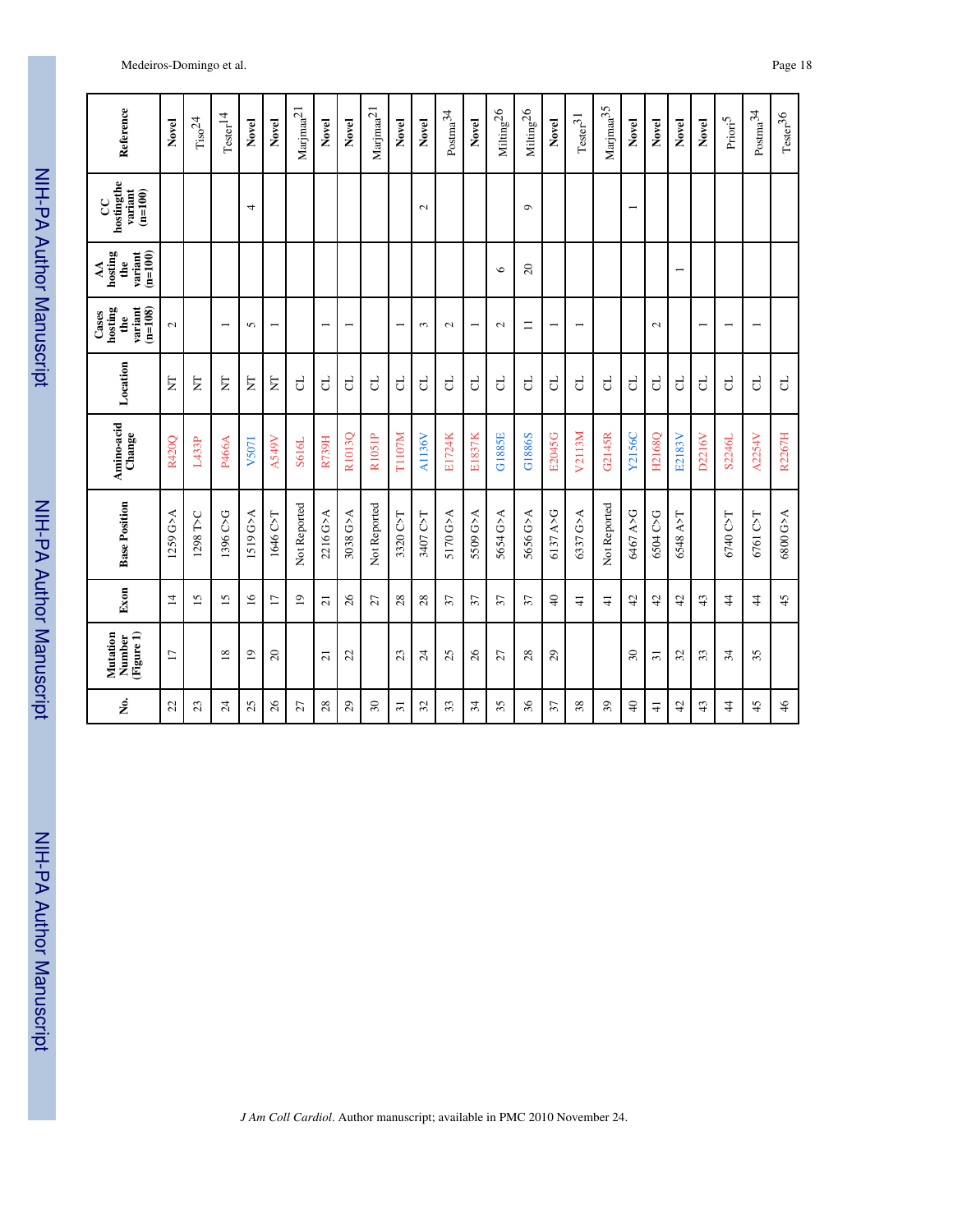| No. | Mutation Number (Figure 1) | Exon | Base Position | Amino-acid Change | Location | Cases hosting the variant (n=108) | AA hosting the variant (n=100) | CC hostingthe variant (n=100) | Reference |
|---|---|---|---|---|---|---|---|---|---|
| 22 | 17 | 14 | 1259 G>A | R420Q | NT | 2 | | | **Novel** |
| 23 | | 15 | 1298 T>C | L433P | NT | | | | Tiso[24] |
| 24 | 18 | 15 | 1396 C>G | P466A | NT | 1 | | | Tester[14] |
| 25 | 19 | 16 | 1519 G>A | V507I | NT | 5 | | 4 | **Novel** |
| 26 | 20 | 17 | 1646 C>T | A549V | NT | 1 | | | **Novel** |
| 27 | | 19 | Not Reported | S616L | CL | | | | Marjmaa[21] |
| 28 | 21 | 21 | 2216 G>A | R739H | CL | 1 | | | **Novel** |
| 29 | 22 | 26 | 3038 G>A | R1013Q | CL | 1 | | | **Novel** |
| 30 | | 27 | Not Reported | R1051P | CL | | | | Marjmaa[21] |
| 31 | 23 | 28 | 3320 C>T | T1107M | CL | 1 | | | **Novel** |
| 32 | 24 | 28 | 3407 C>T | A1136V | CL | 3 | | 2 | **Novel** |
| 33 | 25 | 37 | 5170 G>A | E1724K | CL | 2 | | | Postma[34] |
| 34 | 26 | 37 | 5509 G>A | E1837K | CL | 1 | | | **Novel** |
| 35 | 27 | 37 | 5654 G>A | G1885E | CL | 2 | 6 | | Milting[26] |
| 36 | 28 | 37 | 5656 G>A | G1886S | CL | 11 | 20 | 9 | Milting[26] |
| 37 | 29 | 40 | 6137 A>G | E2045G | CL | 1 | | | **Novel** |
| 38 | | 41 | 6337 G>A | V2113M | CL | 1 | | | Tester[31] |
| 39 | | 41 | Not Reported | G2145R | CL | | | | Marjmaa[35] |
| 40 | 30 | 42 | 6467 A>G | Y2156C | CL | | | 1 | **Novel** |
| 41 | 31 | 42 | 6504 C>G | H2168Q | CL | 2 | | | **Novel** |
| 42 | 32 | 42 | 6548 A>T | E2183V | CL | | 1 | | **Novel** |
| 43 | 33 | 43 | | D2216V | CL | 1 | | | **Novel** |
| 44 | 34 | 44 | 6740 C>T | S2246L | CL | 1 | | | Priori[5] |
| 45 | 35 | 44 | 6761 C>T | A2254V | CL | 1 | | | Postma[34] |
| 46 | | 45 | 6800 G>A | R2267H | CL | | | | Tester[36] |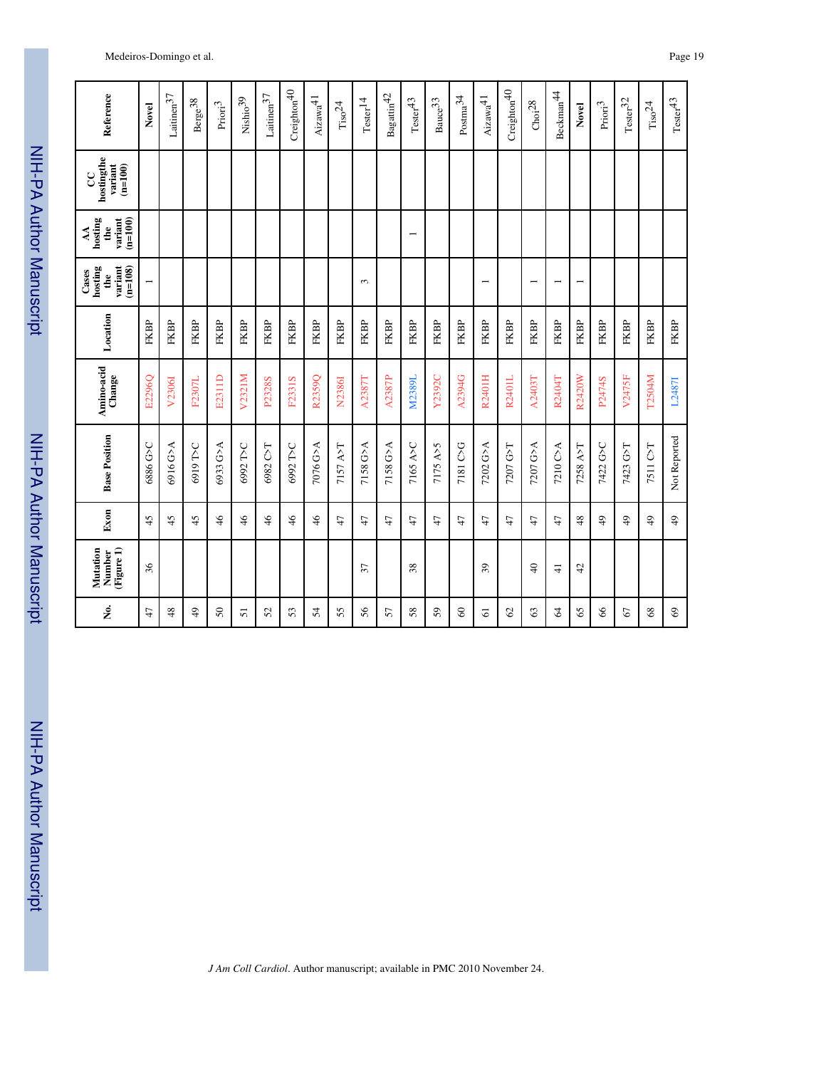| No. | Mutation Number (Figure 1) | Exon | Base Position | Amino-acid Change | Location | Cases hosting the variant (n=108) | AA hosting the variant (n=100) | CC hostingthe variant (n=100) | Reference |
|---|---|---|---|---|---|---|---|---|---|
| 47 | 36 | 45 | 6886 G>C | E2296Q | FKBP | 1 | | | **Novel** |
| 48 | | 45 | 6916 G>A | V2306I | FKBP | | | | Laitinen[37] |
| 49 | | 45 | 6919 T>C | F2307L | FKBP | | | | Berge[38] |
| 50 | | 46 | 6933 G>A | E2311D | FKBP | | | | Priori[3] |
| 51 | | 46 | 6992 T>C | V2321M | FKBP | | | | Nishio[39] |
| 52 | | 46 | 6982 C>T | P2328S | FKBP | | | | Laitinen[37] |
| 53 | | 46 | 6992 T>C | F2331S | FKBP | | | | Creighton[40] |
| 54 | | 46 | 7076 G>A | R2359Q | FKBP | | | | Aizawa[41] |
| 55 | | 47 | 7157 A>T | N2386I | FKBP | | | | Tiso[24] |
| 56 | 37 | 47 | 7158 G>A | A2387T | FKBP | 3 | | | Tester[14] |
| 57 | | 47 | 7158 G>A | A2387P | FKBP | | | | Bagattin[42] |
| 58 | 38 | 47 | 7165 A>C | M2389L | FKBP | | 1 | | Tester[43] |
| 59 | | 47 | 7175 A>5 | Y2392C | FKBP | | | | Bauce[33] |
| 60 | | 47 | 7181 C>G | A2394G | FKBP | | | | Postma[34] |
| 61 | 39 | 47 | 7202 G>A | R2401H | FKBP | 1 | | | Aizawa[41] |
| 62 | | 47 | 7207 G>T | R2401L | FKBP | | | | Creighton[40] |
| 63 | 40 | 47 | 7207 G>A | A2403T | FKBP | 1 | | | Choi[28] |
| 64 | 41 | 47 | 7210 C>A | R2404T | FKBP | 1 | | | Beckman[44] |
| 65 | 42 | 48 | 7258 A>T | R2420W | FKBP | 1 | | | **Novel** |
| 66 | | 49 | 7422 G>C | P2474S | FKBP | | | | Priori[3] |
| 67 | | 49 | 7423 G>T | V2475F | FKBP | | | | Tester[32] |
| 68 | | 49 | 7511 C>T | T2504M | FKBP | | | | Tiso[24] |
| 69 | | 49 | Not Reported | L2487I | FKBP | | | | Tester[43] |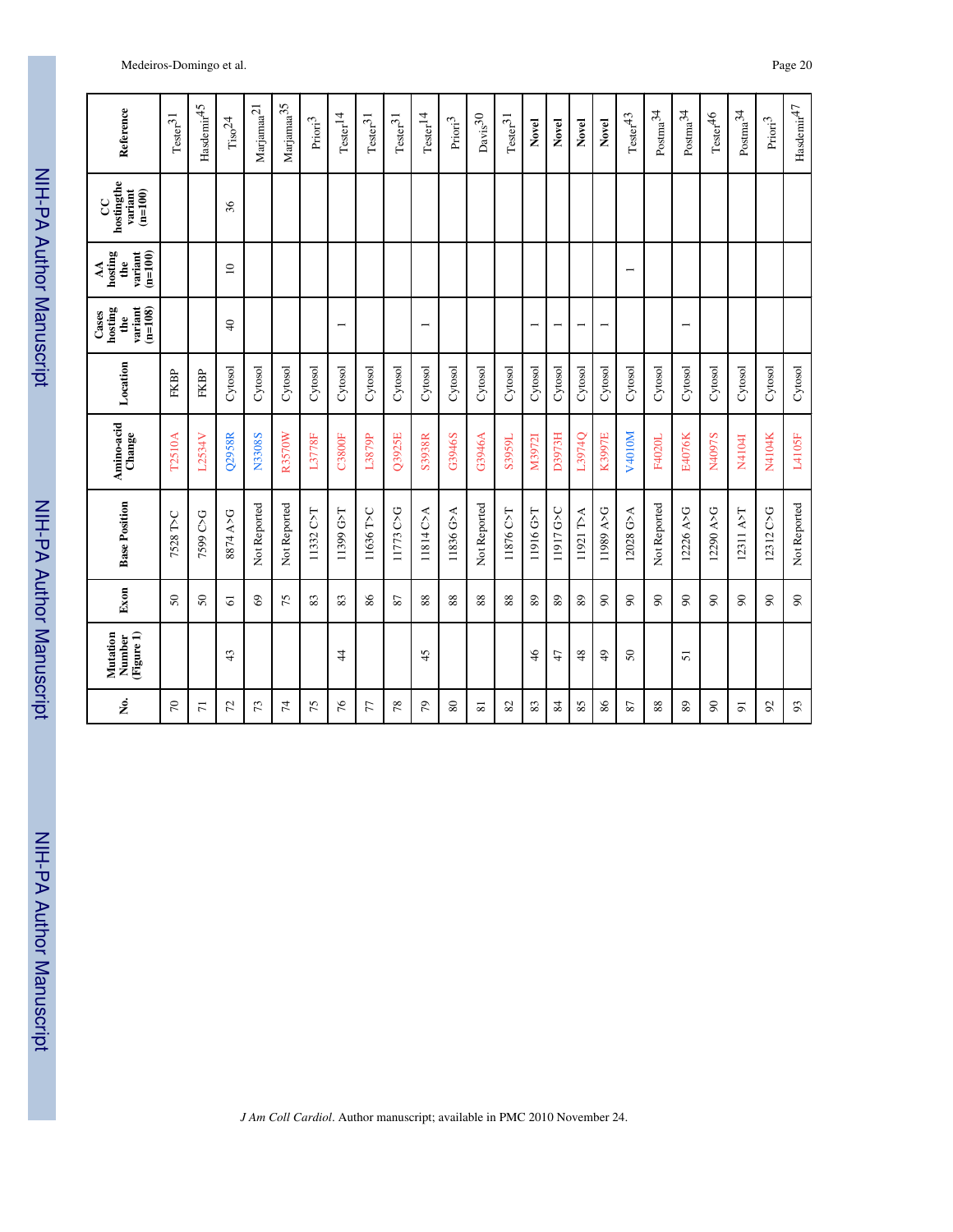| No. | Mutation Number (Figure 1) | Exon | Base Position | Amino-acid Change | Location | Cases hosting the variant (n=108) | AA hosting the variant (n=100) | CC hostingthe variant (n=100) | Reference |
|---|---|---|---|---|---|---|---|---|---|
| 70 | | 50 | 7528 T>C | T2510A | FKBP | | | | Tester[31] |
| 71 | | 50 | 7599 C>G | L2534V | FKBP | | | | Hasdemir[45] |
| 72 | 43 | 61 | 8874 A>G | Q2958R | Cytosol | 40 | 10 | 36 | Tiso[24] |
| 73 | | 69 | Not Reported | N3308S | Cytosol | | | | Marjamaa[21] |
| 74 | | 75 | Not Reported | R3570W | Cytosol | | | | Marjamaa[35] |
| 75 | | 83 | 11332 C>T | L3778F | Cytosol | | | | Priori[3] |
| 76 | 44 | 83 | 11399 G>T | C3800F | Cytosol | 1 | | | Tester[14] |
| 77 | | 86 | 11636 T>C | L3879P | Cytosol | | | | Tester[31] |
| 78 | | 87 | 11773 C>G | Q3925E | Cytosol | | | | Tester[31] |
| 79 | 45 | 88 | 11814 C>A | S3938R | Cytosol | 1 | | | Tester[14] |
| 80 | | 88 | 11836 G>A | G3946S | Cytosol | | | | Priori[3] |
| 81 | | 88 | Not Reported | G3946A | Cytosol | | | | Davis[30] |
| 82 | | 88 | 11876 C>T | S3959L | Cytosol | | | | Tester[31] |
| 83 | 46 | 89 | 11916 G>T | M3972I | Cytosol | 1 | | | **Novel** |
| 84 | 47 | 89 | 11917 G>C | D3973H | Cytosol | 1 | | | **Novel** |
| 85 | 48 | 89 | 11921 T>A | L3974Q | Cytosol | 1 | | | **Novel** |
| 86 | 49 | 90 | 11989 A>G | K3997E | Cytosol | 1 | | | **Novel** |
| 87 | 50 | 90 | 12028 G>A | V4010M | Cytosol | | 1 | | Tester[43] |
| 88 | | 90 | Not Reported | F4020L | Cytosol | | | | Postma[34] |
| 89 | 51 | 90 | 12226 A>G | E4076K | Cytosol | 1 | | | Postma[34] |
| 90 | | 90 | 12290 A>G | N4097S | Cytosol | | | | Tester[46] |
| 91 | | 90 | 12311 A>T | N4104I | Cytosol | | | | Postma[34] |
| 92 | | 90 | 12312 C>G | N4104K | Cytosol | | | | Priori[3] |
| 93 | | 90 | Not Reported | L4105F | Cytosol | | | | Hasdemir[47] |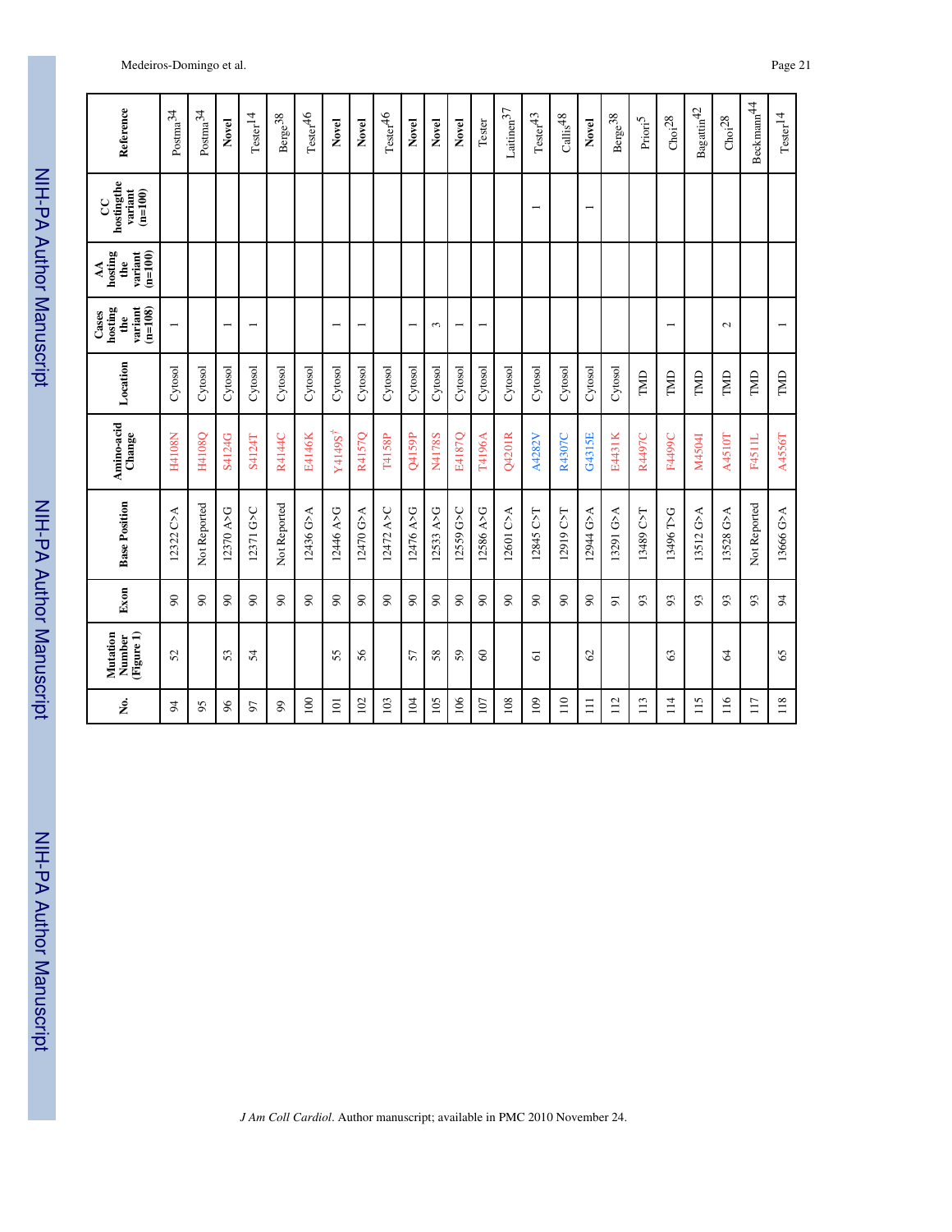| No. | Mutation Number (Figure 1) | Exon | Base Position | Amino-acid Change | Location | Cases hosting the variant (n=108) | AA hosting the variant (n=100) | CC hostingthe variant (n=100) | Reference |
|---|---|---|---|---|---|---|---|---|---|
| 94 | 52 | 90 | 12322 C>A | H4108N | Cytosol | 1 | | | Postma[34] |
| 95 | | 90 | Not Reported | H4108Q | Cytosol | | | | Postma[34] |
| 96 | 53 | 90 | 12370 A>G | S4124G | Cytosol | 1 | | | **Novel** |
| 97 | 54 | 90 | 12371 G>C | S4124T | Cytosol | 1 | | | Tester[14] |
| 99 | | 90 | Not Reported | R4144C | Cytosol | | | | Berge[38] |
| 100 | | 90 | 12436 G>A | E4146K | Cytosol | | | | Tester[46] |
| 101 | 55 | 90 | 12446 A>G | Y4149S[†] | Cytosol | 1 | | | **Novel** |
| 102 | 56 | 90 | 12470 G>A | R4157Q | Cytosol | 1 | | | **Novel** |
| 103 | | 90 | 12472 A>C | T4158P | Cytosol | | | | Tester[46] |
| 104 | 57 | 90 | 12476 A>G | Q4159P | Cytosol | 1 | | | **Novel** |
| 105 | 58 | 90 | 12533 A>G | N4178S | Cytosol | 3 | | | **Novel** |
| 106 | 59 | 90 | 12559 G>C | E4187Q | Cytosol | 1 | | | **Novel** |
| 107 | 60 | 90 | 12586 A>G | T4196A | Cytosol | 1 | | | Tester |
| 108 | | 90 | 12601 C>A | Q4201R | Cytosol | | | | Laitinen[37] |
| 109 | 61 | 90 | 12845 C>T | A4282V | Cytosol | | | 1 | Tester[43] |
| 110 | | 90 | 12919 C>T | R4307C | Cytosol | | | | Callis[48] |
| 111 | 62 | 90 | 12944 G>A | G4315E | Cytosol | | | 1 | **Novel** |
| 112 | | 91 | 13291 G>A | E4431K | Cytosol | | | | Berge[38] |
| 113 | | 93 | 13489 C>T | R4497C | TMD | | | | Priori[5] |
| 114 | 63 | 93 | 13496 T>G | F4499C | TMD | 1 | | | Choi[28] |
| 115 | | 93 | 13512 G>A | M4504I | TMD | | | | Bagattin[42] |
| 116 | 64 | 93 | 13528 G>A | A4510T | TMD | 2 | | | Choi[28] |
| 117 | | 93 | Not Reported | F4511L | TMD | | | | Beckmann[44] |
| 118 | 65 | 94 | 13666 G>A | A4556T | TMD | 1 | | | Tester[14] |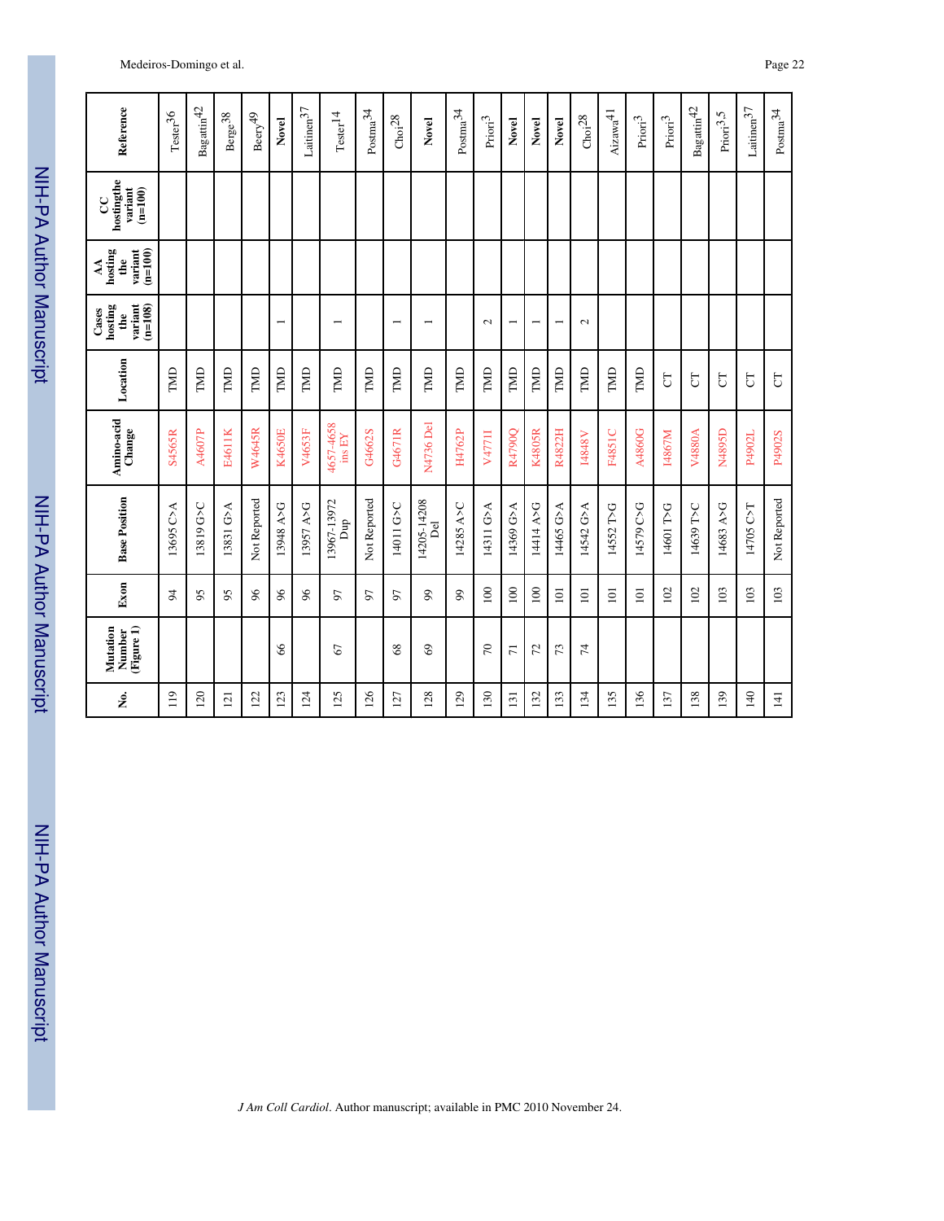| No. | Mutation Number (Figure 1) | Exon | Base Position | Amino-acid Change | Location | Cases hosting the variant (n=108) | AA hosting the variant (n=100) | CC hostingthe variant (n=100) | Reference |
|---|---|---|---|---|---|---|---|---|---|
| 119 | | 94 | 13695 C>A | S4565R | TMD | | | | Tester[36] |
| 120 | | 95 | 13819 G>C | A4607P | TMD | | | | Bagattin[42] |
| 121 | | 95 | 13831 G>A | E4611K | TMD | | | | Berge[38] |
| 122 | | 96 | Not Reported | W4645R | TMD | | | | Beery[49] |
| 123 | 66 | 96 | 13948 A>G | K4650E | TMD | 1 | | | **Novel** |
| 124 | | 96 | 13957 A>G | V4653F | TMD | | | | Laitinen[37] |
| 125 | 67 | 97 | 13967-13972 Dup | 4657-4658 ins EY | TMD | 1 | | | Tester[14] |
| 126 | | 97 | Not Reported | G4662S | TMD | | | | Postma[34] |
| 127 | 68 | 97 | 14011 G>C | G4671R | TMD | 1 | | | Choi[28] |
| 128 | 69 | 99 | 14205-14208 Del | N4736 Del | TMD | 1 | | | **Novel** |
| 129 | | 99 | 14285 A>C | H4762P | TMD | | | | Postma[34] |
| 130 | 70 | 100 | 14311 G>A | V4771I | TMD | 2 | | | Priori[3] |
| 131 | 71 | 100 | 14369 G>A | R4790Q | TMD | 1 | | | **Novel** |
| 132 | 72 | 100 | 14414 A>G | K4805R | TMD | 1 | | | **Novel** |
| 133 | 73 | 101 | 14465 G>A | R4822H | TMD | 1 | | | **Novel** |
| 134 | 74 | 101 | 14542 G>A | I4848V | TMD | 2 | | | Choi[28] |
| 135 | | 101 | 14552 T>G | F4851C | TMD | | | | Aizawa[41] |
| 136 | | 101 | 14579 C>G | A4860G | TMD | | | | Priori[3] |
| 137 | | 102 | 14601 T>G | I4867M | CT | | | | Priori[3] |
| 138 | | 102 | 14639 T>C | V4880A | CT | | | | Bagattin[42] |
| 139 | | 103 | 14683 A>G | N4895D | CT | | | | Priori[3,5] |
| 140 | | 103 | 14705 C>T | P4902L | CT | | | | Laitinen[37] |
| 141 | | 103 | Not Reported | P4902S | CT | | | | Postma[34] |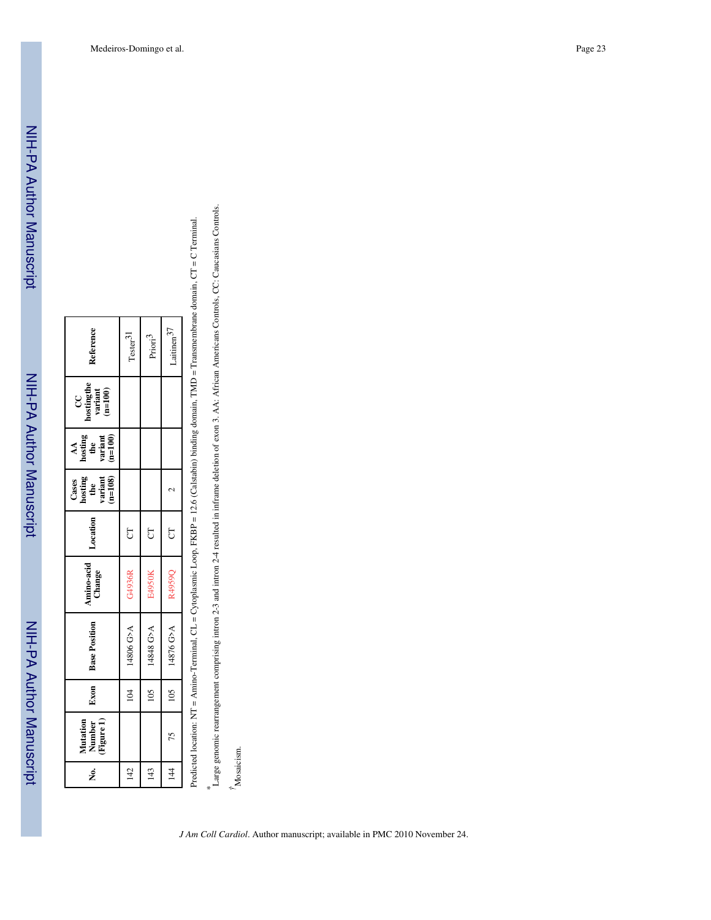| No. | Mutation Number (Figure 1) | Exon | Base Position | Amino-acid Change | Location | Cases hosting the variant (n=108) | AA hosting the variant (n=100) | CC hosting the variant (n=100) | Reference |
|---|---|---|---|---|---|---|---|---|---|
| 142 | | 104 | 14806 G>A | G4936R | CT | | | | Tester[31] |
| 143 | | 105 | 14848 G>A | E4950K | CT | | | | Priori[3] |
| 144 | 75 | 105 | 14876 G>A | R4959Q | CT | 2 | | | Laitinen[37] |

Predicted location: NT = Amino-Terminal, CL = Cytoplasmic Loop, FKBP = 12.6 (Calstabin) binding domain, TMD = Transmembrane domain, CT = C Terminal.

*Large genomic rearrangement comprising intron 2-3 and intron 2-4 resulted in inframe deletion of exon 3. AA: African Americans Controls, CC: Caucasians Controls.

†Mosaicism.